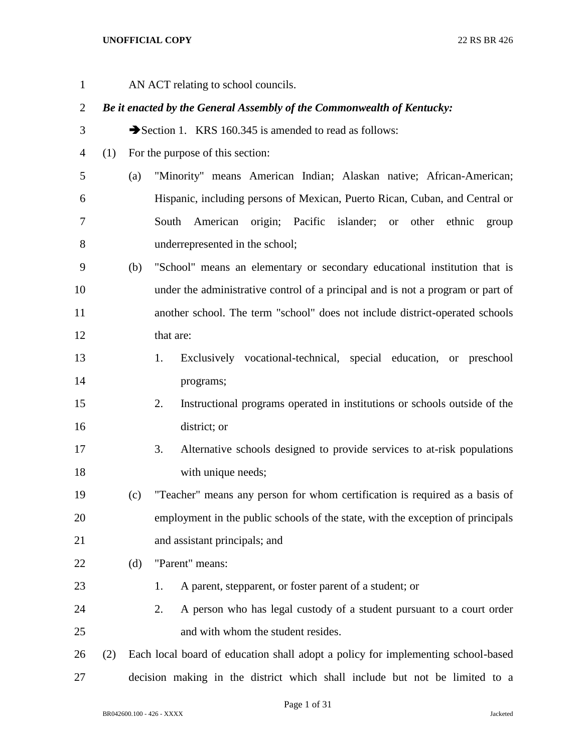AN ACT relating to school councils.

***Be it enacted by the General Assembly of the Commonwealth of Kentucky:***

➔Section 1. KRS 160.345 is amended to read as follows:

(1) For the purpose of this section:

(a) "Minority" means American Indian; Alaskan native; African-American; Hispanic, including persons of Mexican, Puerto Rican, Cuban, and Central or South American origin; Pacific islander; or other ethnic group underrepresented in the school;

(b) "School" means an elementary or secondary educational institution that is under the administrative control of a principal and is not a program or part of another school. The term "school" does not include district-operated schools that are:

1. Exclusively vocational-technical, special education, or preschool programs;
2. Instructional programs operated in institutions or schools outside of the district; or
3. Alternative schools designed to provide services to at-risk populations with unique needs;

(c) "Teacher" means any person for whom certification is required as a basis of employment in the public schools of the state, with the exception of principals and assistant principals; and

(d) "Parent" means:

1. A parent, stepparent, or foster parent of a student; or
2. A person who has legal custody of a student pursuant to a court order and with whom the student resides.

(2) Each local board of education shall adopt a policy for implementing school-based decision making in the district which shall include but not be limited to a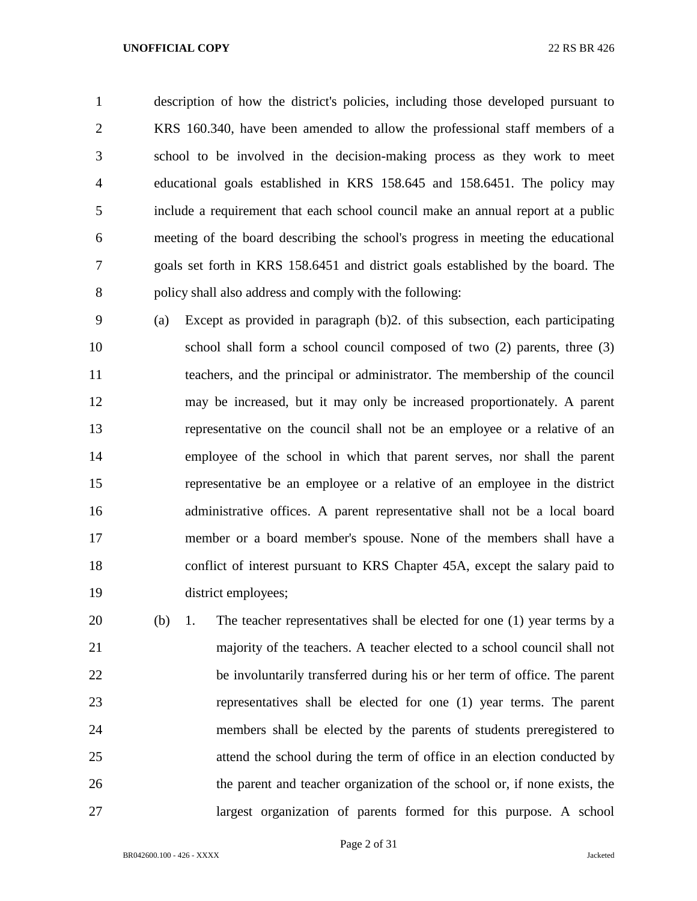description of how the district's policies, including those developed pursuant to KRS 160.340, have been amended to allow the professional staff members of a school to be involved in the decision-making process as they work to meet educational goals established in KRS 158.645 and 158.6451. The policy may include a requirement that each school council make an annual report at a public meeting of the board describing the school's progress in meeting the educational goals set forth in KRS 158.6451 and district goals established by the board. The policy shall also address and comply with the following:

(a) Except as provided in paragraph (b)2. of this subsection, each participating school shall form a school council composed of two (2) parents, three (3) teachers, and the principal or administrator. The membership of the council may be increased, but it may only be increased proportionately. A parent representative on the council shall not be an employee or a relative of an employee of the school in which that parent serves, nor shall the parent representative be an employee or a relative of an employee in the district administrative offices. A parent representative shall not be a local board member or a board member's spouse. None of the members shall have a conflict of interest pursuant to KRS Chapter 45A, except the salary paid to district employees;

(b) 1. The teacher representatives shall be elected for one (1) year terms by a majority of the teachers. A teacher elected to a school council shall not be involuntarily transferred during his or her term of office. The parent representatives shall be elected for one (1) year terms. The parent members shall be elected by the parents of students preregistered to attend the school during the term of office in an election conducted by the parent and teacher organization of the school or, if none exists, the largest organization of parents formed for this purpose. A school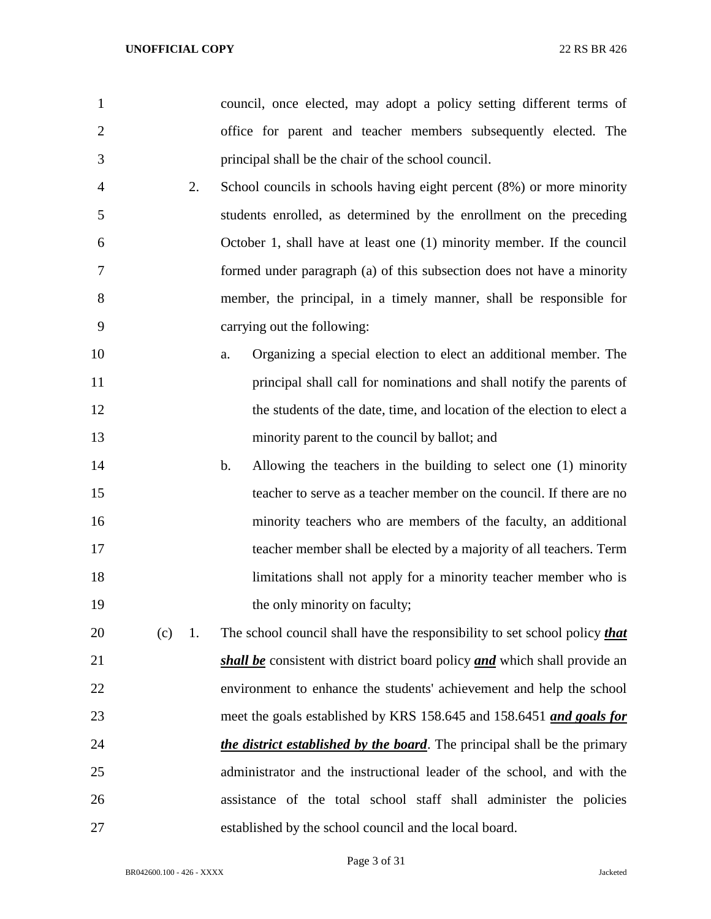council, once elected, may adopt a policy setting different terms of office for parent and teacher members subsequently elected. The principal shall be the chair of the school council.

2. School councils in schools having eight percent (8%) or more minority students enrolled, as determined by the enrollment on the preceding October 1, shall have at least one (1) minority member. If the council formed under paragraph (a) of this subsection does not have a minority member, the principal, in a timely manner, shall be responsible for carrying out the following:

   a. Organizing a special election to elect an additional member. The principal shall call for nominations and shall notify the parents of the students of the date, time, and location of the election to elect a minority parent to the council by ballot; and

   b. Allowing the teachers in the building to select one (1) minority teacher to serve as a teacher member on the council. If there are no minority teachers who are members of the faculty, an additional teacher member shall be elected by a majority of all teachers. Term limitations shall not apply for a minority teacher member who is the only minority on faculty;

(c) 1. The school council shall have the responsibility to set school policy ***that shall be*** consistent with district board policy ***and*** which shall provide an environment to enhance the students' achievement and help the school meet the goals established by KRS 158.645 and 158.6451 ***and goals for the district established by the board***. The principal shall be the primary administrator and the instructional leader of the school, and with the assistance of the total school staff shall administer the policies established by the school council and the local board.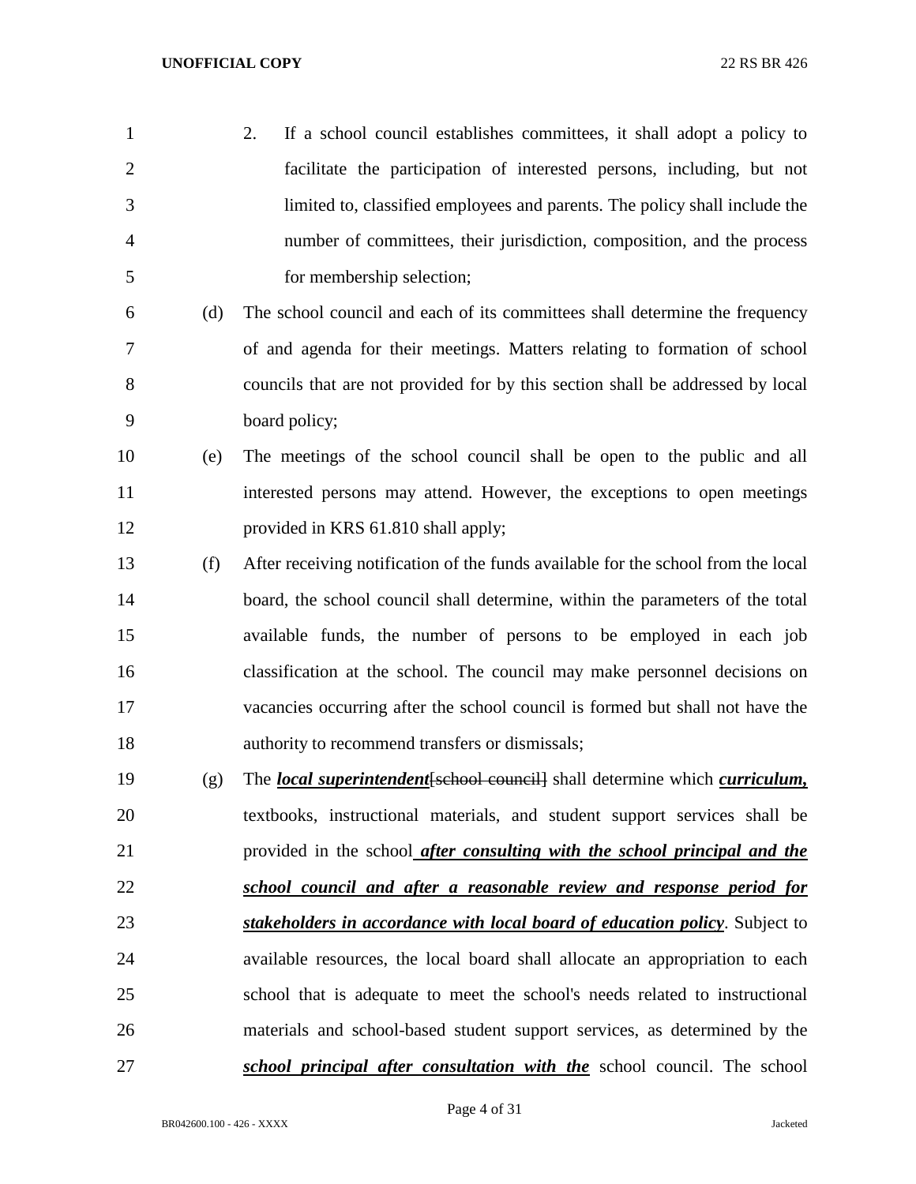2. If a school council establishes committees, it shall adopt a policy to facilitate the participation of interested persons, including, but not limited to, classified employees and parents. The policy shall include the number of committees, their jurisdiction, composition, and the process for membership selection;

(d) The school council and each of its committees shall determine the frequency of and agenda for their meetings. Matters relating to formation of school councils that are not provided for by this section shall be addressed by local board policy;

(e) The meetings of the school council shall be open to the public and all interested persons may attend. However, the exceptions to open meetings provided in KRS 61.810 shall apply;

(f) After receiving notification of the funds available for the school from the local board, the school council shall determine, within the parameters of the total available funds, the number of persons to be employed in each job classification at the school. The council may make personnel decisions on vacancies occurring after the school council is formed but shall not have the authority to recommend transfers or dismissals;

(g) The ***local superintendent***[~~school council~~] shall determine which ***curriculum,*** textbooks, instructional materials, and student support services shall be provided in the school ***after consulting with the school principal and the school council and after a reasonable review and response period for stakeholders in accordance with local board of education policy***. Subject to available resources, the local board shall allocate an appropriation to each school that is adequate to meet the school's needs related to instructional materials and school-based student support services, as determined by the ***school principal after consultation with the*** school council. The school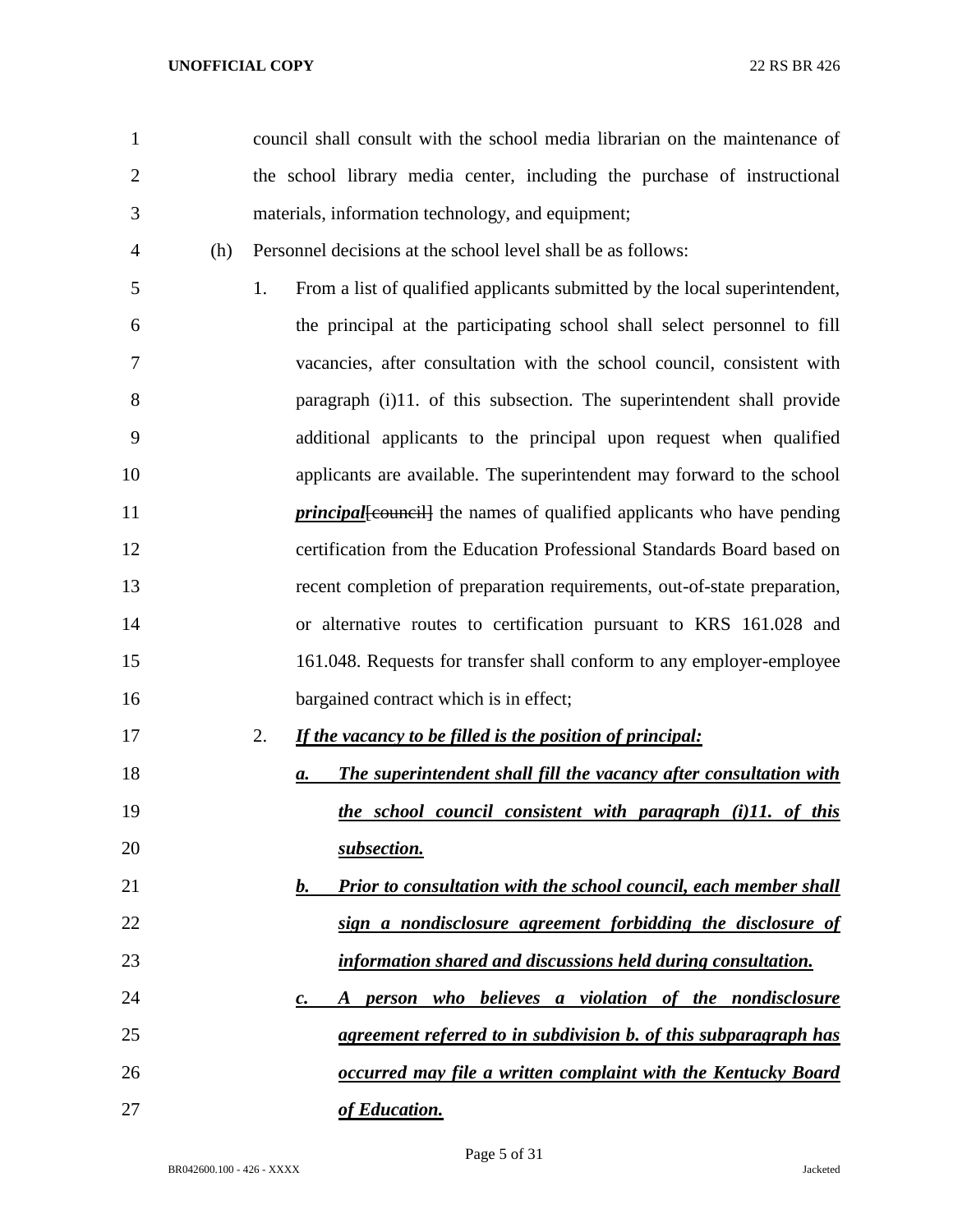council shall consult with the school media librarian on the maintenance of the school library media center, including the purchase of instructional materials, information technology, and equipment;

(h) Personnel decisions at the school level shall be as follows:

1. From a list of qualified applicants submitted by the local superintendent, the principal at the participating school shall select personnel to fill vacancies, after consultation with the school council, consistent with paragraph (i)11. of this subsection. The superintendent shall provide additional applicants to the principal upon request when qualified applicants are available. The superintendent may forward to the school ***principal***~~[council]~~ the names of qualified applicants who have pending certification from the Education Professional Standards Board based on recent completion of preparation requirements, out-of-state preparation, or alternative routes to certification pursuant to KRS 161.028 and 161.048. Requests for transfer shall conform to any employer-employee bargained contract which is in effect;

2. ***If the vacancy to be filled is the position of principal:***

   ***a. The superintendent shall fill the vacancy after consultation with the school council consistent with paragraph (i)11. of this subsection.***

   ***b. Prior to consultation with the school council, each member shall sign a nondisclosure agreement forbidding the disclosure of information shared and discussions held during consultation.***

   ***c. A person who believes a violation of the nondisclosure agreement referred to in subdivision b. of this subparagraph has occurred may file a written complaint with the Kentucky Board of Education.***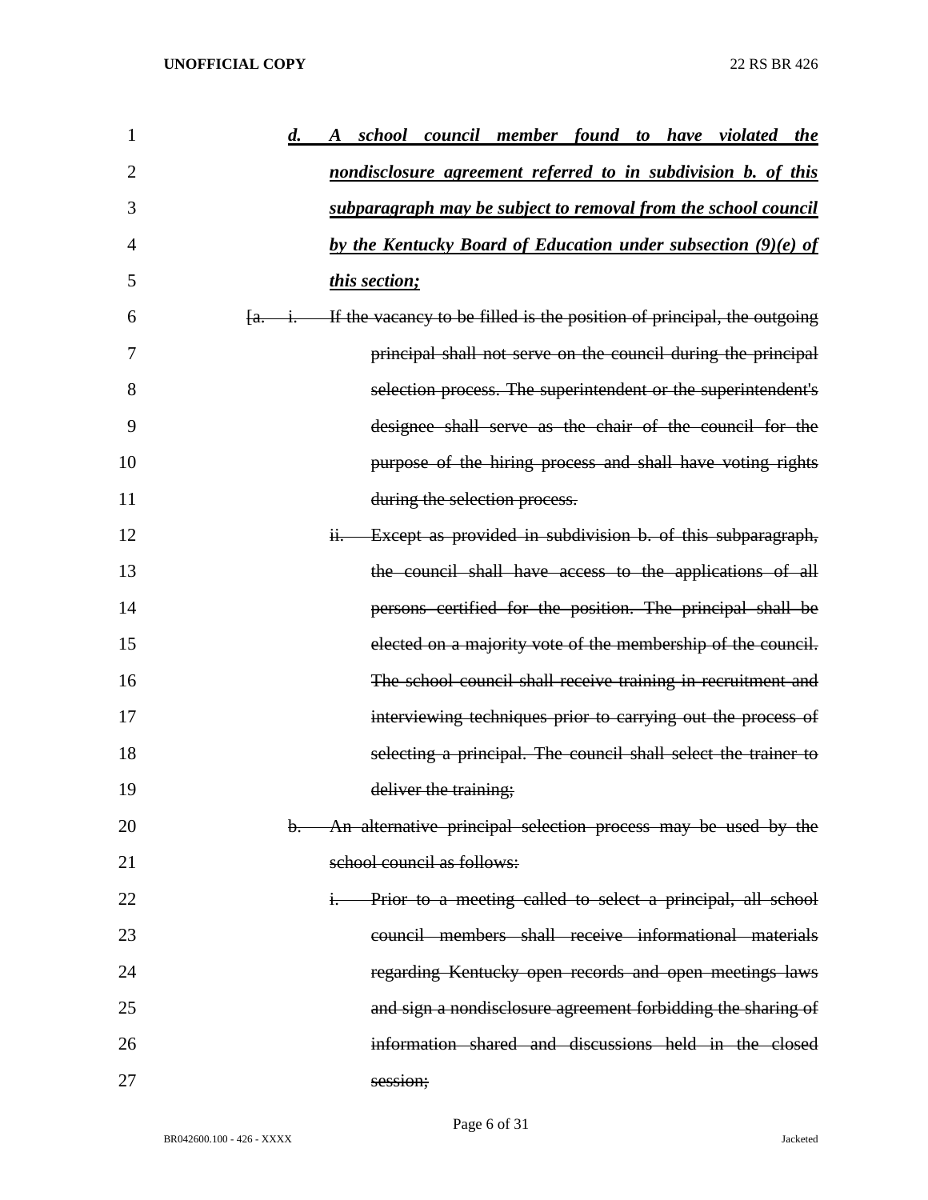***d. A school council member found to have violated the nondisclosure agreement referred to in subdivision b. of this subparagraph may be subject to removal from the school council by the Kentucky Board of Education under subsection (9)(e) of this section;***

~~[a. i. If the vacancy to be filled is the position of principal, the outgoing principal shall not serve on the council during the principal selection process. The superintendent or the superintendent's designee shall serve as the chair of the council for the purpose of the hiring process and shall have voting rights during the selection process.~~

~~ii. Except as provided in subdivision b. of this subparagraph, the council shall have access to the applications of all persons certified for the position. The principal shall be elected on a majority vote of the membership of the council. The school council shall receive training in recruitment and interviewing techniques prior to carrying out the process of selecting a principal. The council shall select the trainer to deliver the training;~~

~~b. An alternative principal selection process may be used by the school council as follows:~~

~~i. Prior to a meeting called to select a principal, all school council members shall receive informational materials regarding Kentucky open records and open meetings laws and sign a nondisclosure agreement forbidding the sharing of information shared and discussions held in the closed session;~~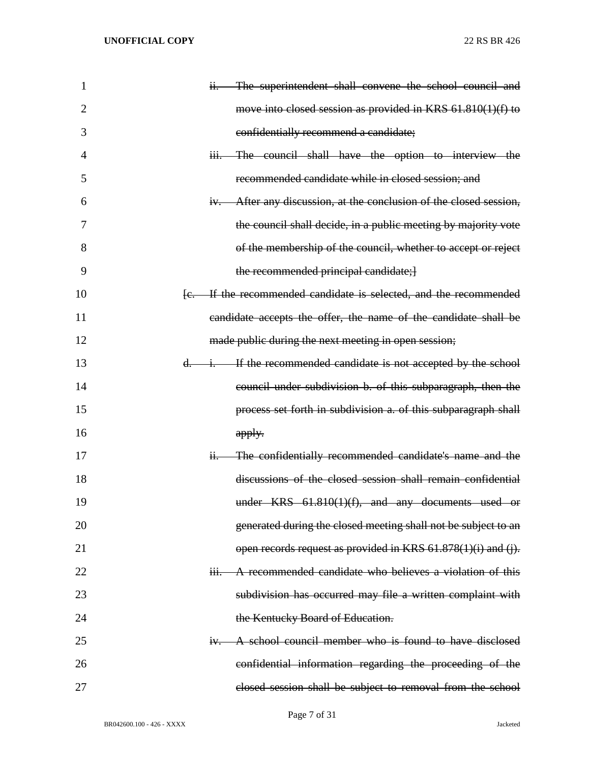~~ii. The superintendent shall convene the school council and move into closed session as provided in KRS 61.810(1)(f) to confidentially recommend a candidate;~~

~~iii. The council shall have the option to interview the recommended candidate while in closed session; and~~

~~iv. After any discussion, at the conclusion of the closed session, the council shall decide, in a public meeting by majority vote of the membership of the council, whether to accept or reject the recommended principal candidate;]~~

~~[c. If the recommended candidate is selected, and the recommended candidate accepts the offer, the name of the candidate shall be made public during the next meeting in open session;~~

~~d. i. If the recommended candidate is not accepted by the school council under subdivision b. of this subparagraph, then the process set forth in subdivision a. of this subparagraph shall apply.~~

~~ii. The confidentially recommended candidate's name and the discussions of the closed session shall remain confidential under KRS 61.810(1)(f), and any documents used or generated during the closed meeting shall not be subject to an open records request as provided in KRS 61.878(1)(i) and (j).~~

~~iii. A recommended candidate who believes a violation of this subdivision has occurred may file a written complaint with the Kentucky Board of Education.~~

~~iv. A school council member who is found to have disclosed confidential information regarding the proceeding of the closed session shall be subject to removal from the school~~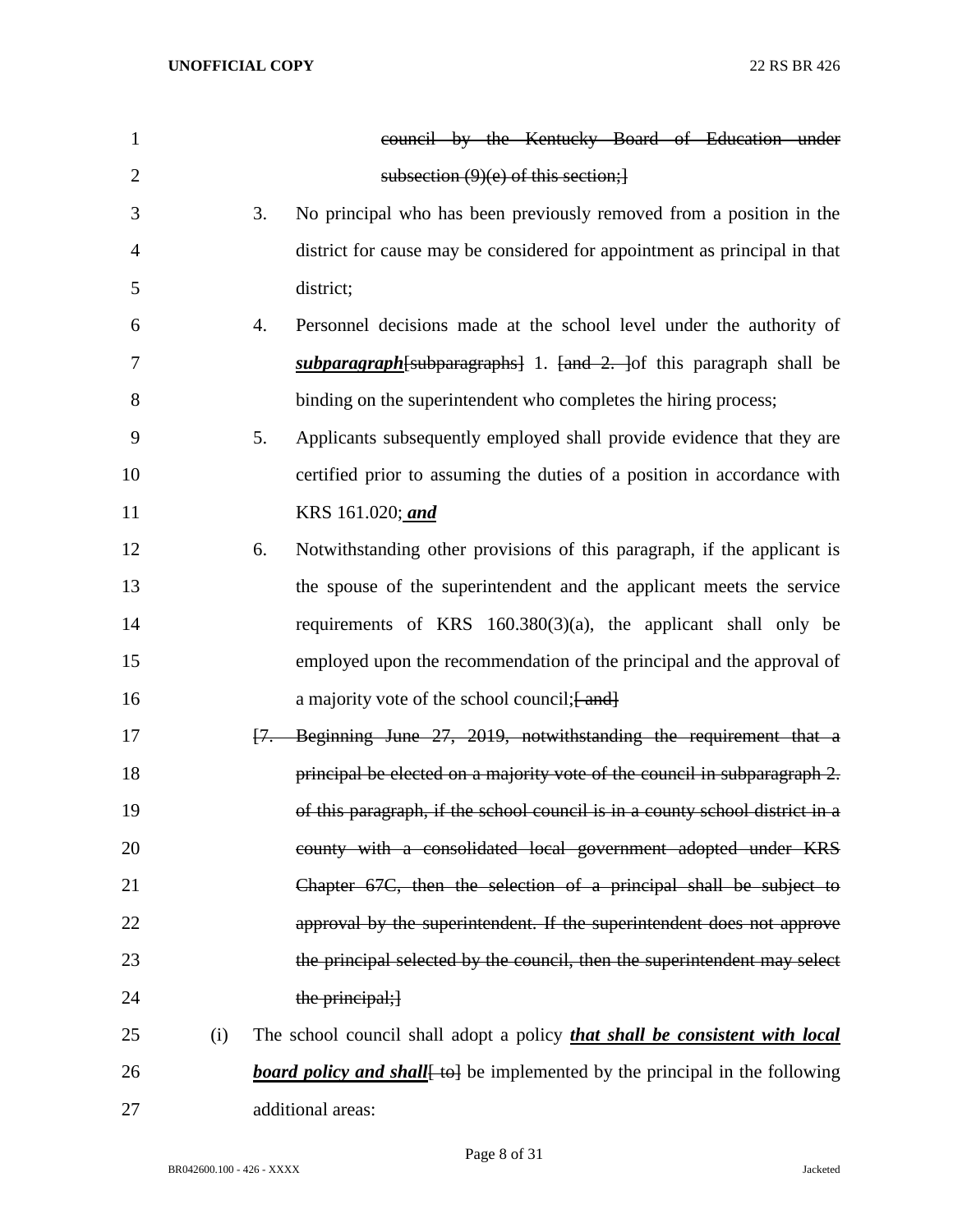~~council by the Kentucky Board of Education under subsection (9)(e) of this section;]~~

3. No principal who has been previously removed from a position in the district for cause may be considered for appointment as principal in that district;

4. Personnel decisions made at the school level under the authority of ***subparagraph***~~[subparagraphs]~~ 1. ~~[and 2. ]~~of this paragraph shall be binding on the superintendent who completes the hiring process;

5. Applicants subsequently employed shall provide evidence that they are certified prior to assuming the duties of a position in accordance with KRS 161.020; ***and***

6. Notwithstanding other provisions of this paragraph, if the applicant is the spouse of the superintendent and the applicant meets the service requirements of KRS 160.380(3)(a), the applicant shall only be employed upon the recommendation of the principal and the approval of a majority vote of the school council;~~[ and]~~

~~[7. Beginning June 27, 2019, notwithstanding the requirement that a principal be elected on a majority vote of the council in subparagraph 2. of this paragraph, if the school council is in a county school district in a county with a consolidated local government adopted under KRS Chapter 67C, then the selection of a principal shall be subject to approval by the superintendent. If the superintendent does not approve the principal selected by the council, then the superintendent may select the principal;]~~

(i) The school council shall adopt a policy ***that shall be consistent with local board policy and shall***~~[ to]~~ be implemented by the principal in the following additional areas: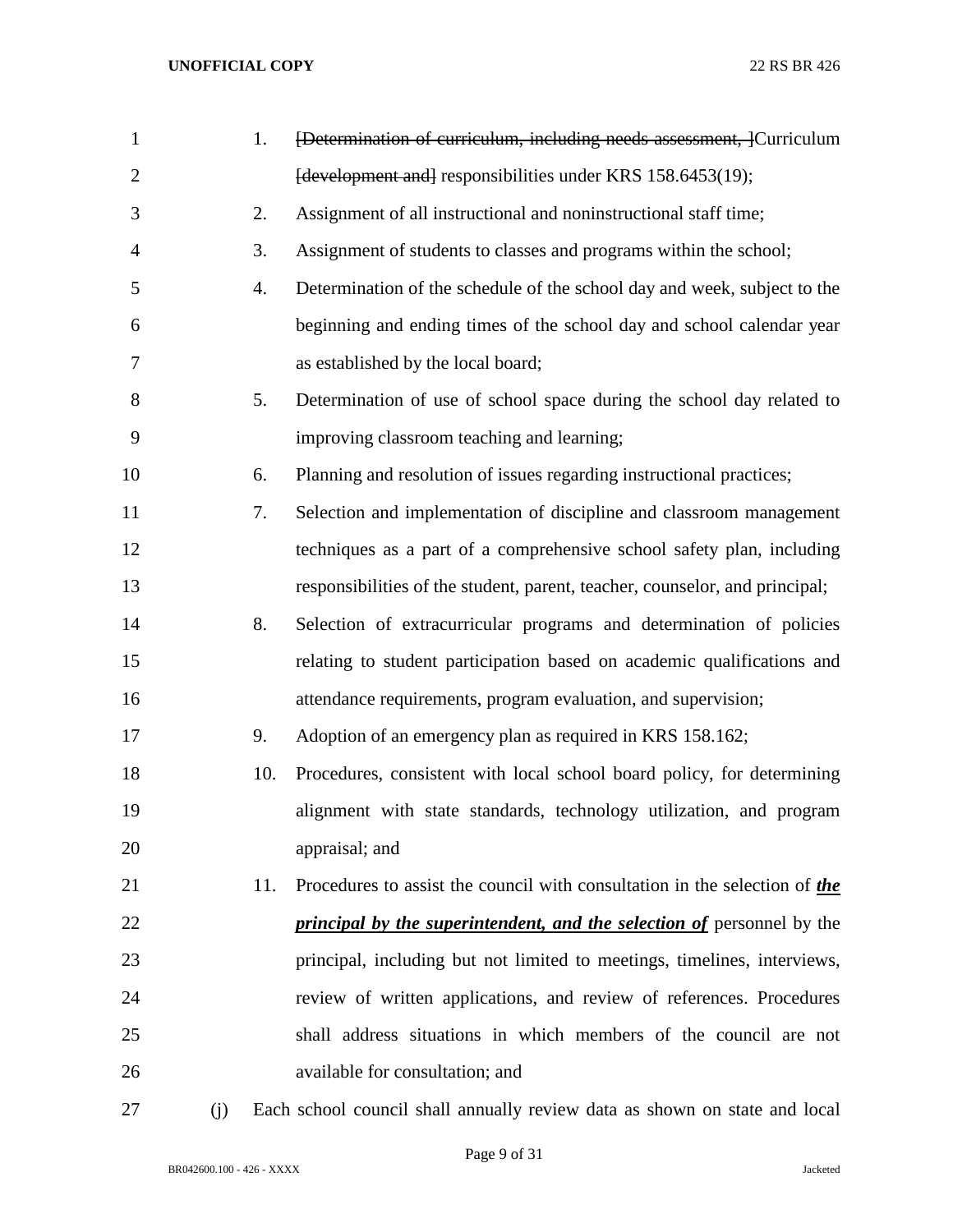1. ~~[Determination of curriculum, including needs assessment, ]~~Curriculum ~~[development and]~~ responsibilities under KRS 158.6453(19);
2. Assignment of all instructional and noninstructional staff time;
3. Assignment of students to classes and programs within the school;
4. Determination of the schedule of the school day and week, subject to the beginning and ending times of the school day and school calendar year as established by the local board;
5. Determination of use of school space during the school day related to improving classroom teaching and learning;
6. Planning and resolution of issues regarding instructional practices;
7. Selection and implementation of discipline and classroom management techniques as a part of a comprehensive school safety plan, including responsibilities of the student, parent, teacher, counselor, and principal;
8. Selection of extracurricular programs and determination of policies relating to student participation based on academic qualifications and attendance requirements, program evaluation, and supervision;
9. Adoption of an emergency plan as required in KRS 158.162;
10. Procedures, consistent with local school board policy, for determining alignment with state standards, technology utilization, and program appraisal; and
11. Procedures to assist the council with consultation in the selection of ***<u>the principal by the superintendent, and the selection of</u>*** personnel by the principal, including but not limited to meetings, timelines, interviews, review of written applications, and review of references. Procedures shall address situations in which members of the council are not available for consultation; and

(j) Each school council shall annually review data as shown on state and local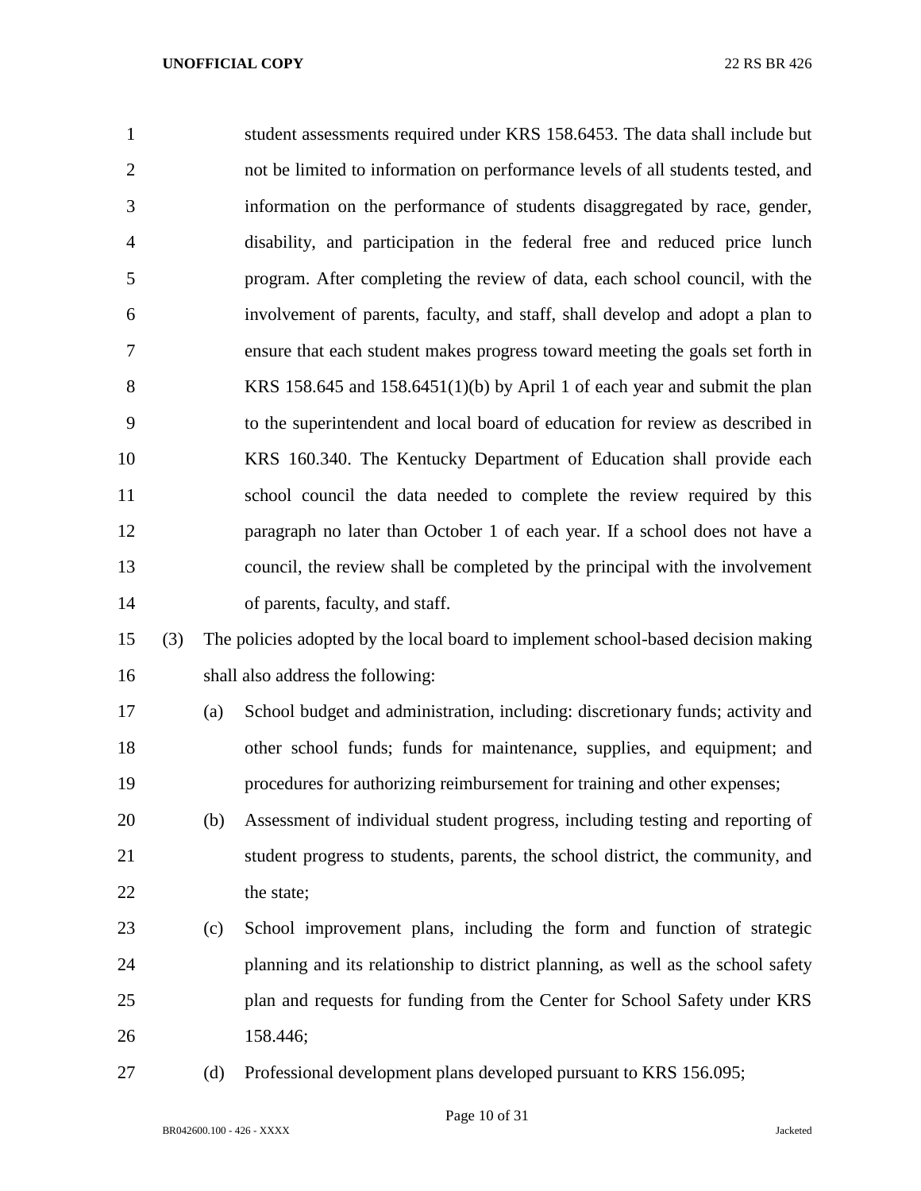student assessments required under KRS 158.6453. The data shall include but not be limited to information on performance levels of all students tested, and information on the performance of students disaggregated by race, gender, disability, and participation in the federal free and reduced price lunch program. After completing the review of data, each school council, with the involvement of parents, faculty, and staff, shall develop and adopt a plan to ensure that each student makes progress toward meeting the goals set forth in KRS 158.645 and 158.6451(1)(b) by April 1 of each year and submit the plan to the superintendent and local board of education for review as described in KRS 160.340. The Kentucky Department of Education shall provide each school council the data needed to complete the review required by this paragraph no later than October 1 of each year. If a school does not have a council, the review shall be completed by the principal with the involvement of parents, faculty, and staff.

(3) The policies adopted by the local board to implement school-based decision making shall also address the following:

(a) School budget and administration, including: discretionary funds; activity and other school funds; funds for maintenance, supplies, and equipment; and procedures for authorizing reimbursement for training and other expenses;

(b) Assessment of individual student progress, including testing and reporting of student progress to students, parents, the school district, the community, and the state;

(c) School improvement plans, including the form and function of strategic planning and its relationship to district planning, as well as the school safety plan and requests for funding from the Center for School Safety under KRS 158.446;

(d) Professional development plans developed pursuant to KRS 156.095;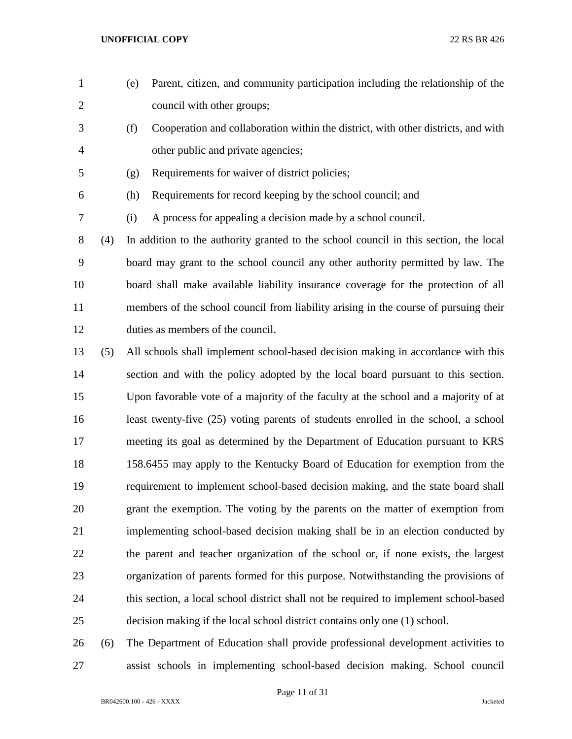(e) Parent, citizen, and community participation including the relationship of the council with other groups;

(f) Cooperation and collaboration within the district, with other districts, and with other public and private agencies;

(g) Requirements for waiver of district policies;

(h) Requirements for record keeping by the school council; and

(i) A process for appealing a decision made by a school council.

(4) In addition to the authority granted to the school council in this section, the local board may grant to the school council any other authority permitted by law. The board shall make available liability insurance coverage for the protection of all members of the school council from liability arising in the course of pursuing their duties as members of the council.

(5) All schools shall implement school-based decision making in accordance with this section and with the policy adopted by the local board pursuant to this section. Upon favorable vote of a majority of the faculty at the school and a majority of at least twenty-five (25) voting parents of students enrolled in the school, a school meeting its goal as determined by the Department of Education pursuant to KRS 158.6455 may apply to the Kentucky Board of Education for exemption from the requirement to implement school-based decision making, and the state board shall grant the exemption. The voting by the parents on the matter of exemption from implementing school-based decision making shall be in an election conducted by the parent and teacher organization of the school or, if none exists, the largest organization of parents formed for this purpose. Notwithstanding the provisions of this section, a local school district shall not be required to implement school-based decision making if the local school district contains only one (1) school.

(6) The Department of Education shall provide professional development activities to assist schools in implementing school-based decision making. School council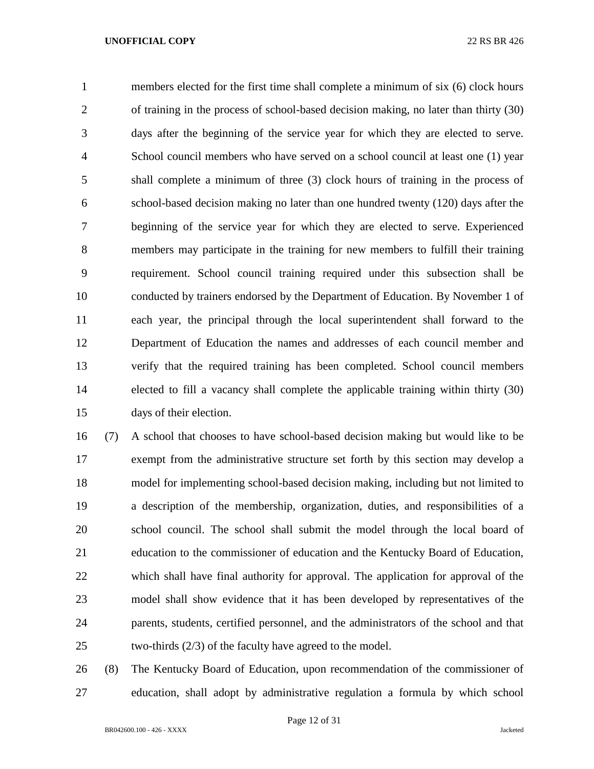members elected for the first time shall complete a minimum of six (6) clock hours of training in the process of school-based decision making, no later than thirty (30) days after the beginning of the service year for which they are elected to serve. School council members who have served on a school council at least one (1) year shall complete a minimum of three (3) clock hours of training in the process of school-based decision making no later than one hundred twenty (120) days after the beginning of the service year for which they are elected to serve. Experienced members may participate in the training for new members to fulfill their training requirement. School council training required under this subsection shall be conducted by trainers endorsed by the Department of Education. By November 1 of each year, the principal through the local superintendent shall forward to the Department of Education the names and addresses of each council member and verify that the required training has been completed. School council members elected to fill a vacancy shall complete the applicable training within thirty (30) days of their election.

(7) A school that chooses to have school-based decision making but would like to be exempt from the administrative structure set forth by this section may develop a model for implementing school-based decision making, including but not limited to a description of the membership, organization, duties, and responsibilities of a school council. The school shall submit the model through the local board of education to the commissioner of education and the Kentucky Board of Education, which shall have final authority for approval. The application for approval of the model shall show evidence that it has been developed by representatives of the parents, students, certified personnel, and the administrators of the school and that two-thirds (2/3) of the faculty have agreed to the model.

(8) The Kentucky Board of Education, upon recommendation of the commissioner of education, shall adopt by administrative regulation a formula by which school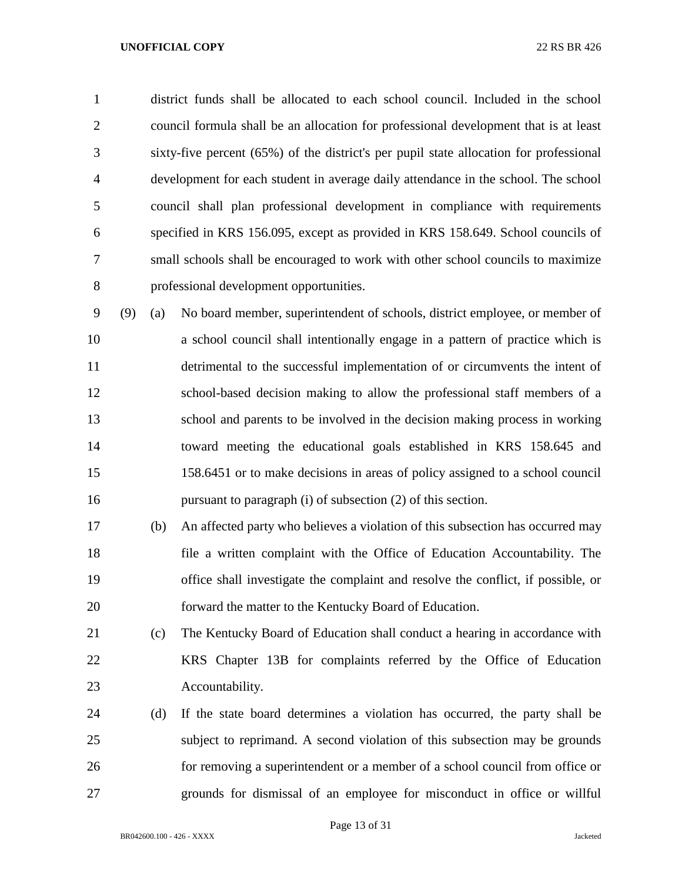district funds shall be allocated to each school council. Included in the school council formula shall be an allocation for professional development that is at least sixty-five percent (65%) of the district's per pupil state allocation for professional development for each student in average daily attendance in the school. The school council shall plan professional development in compliance with requirements specified in KRS 156.095, except as provided in KRS 158.649. School councils of small schools shall be encouraged to work with other school councils to maximize professional development opportunities.

(9) (a) No board member, superintendent of schools, district employee, or member of a school council shall intentionally engage in a pattern of practice which is detrimental to the successful implementation of or circumvents the intent of school-based decision making to allow the professional staff members of a school and parents to be involved in the decision making process in working toward meeting the educational goals established in KRS 158.645 and 158.6451 or to make decisions in areas of policy assigned to a school council pursuant to paragraph (i) of subsection (2) of this section.

(b) An affected party who believes a violation of this subsection has occurred may file a written complaint with the Office of Education Accountability. The office shall investigate the complaint and resolve the conflict, if possible, or forward the matter to the Kentucky Board of Education.

(c) The Kentucky Board of Education shall conduct a hearing in accordance with KRS Chapter 13B for complaints referred by the Office of Education Accountability.

(d) If the state board determines a violation has occurred, the party shall be subject to reprimand. A second violation of this subsection may be grounds for removing a superintendent or a member of a school council from office or grounds for dismissal of an employee for misconduct in office or willful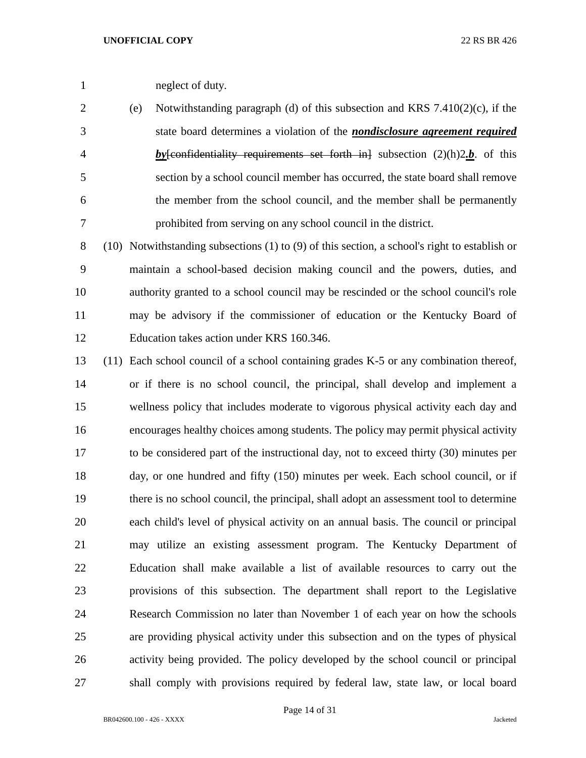neglect of duty.

(e) Notwithstanding paragraph (d) of this subsection and KRS 7.410(2)(c), if the state board determines a violation of the ***nondisclosure agreement required by***~~[confidentiality requirements set forth in]~~ subsection (2)(h)2.***b***. of this section by a school council member has occurred, the state board shall remove the member from the school council, and the member shall be permanently prohibited from serving on any school council in the district.

(10) Notwithstanding subsections (1) to (9) of this section, a school's right to establish or maintain a school-based decision making council and the powers, duties, and authority granted to a school council may be rescinded or the school council's role may be advisory if the commissioner of education or the Kentucky Board of Education takes action under KRS 160.346.

(11) Each school council of a school containing grades K-5 or any combination thereof, or if there is no school council, the principal, shall develop and implement a wellness policy that includes moderate to vigorous physical activity each day and encourages healthy choices among students. The policy may permit physical activity to be considered part of the instructional day, not to exceed thirty (30) minutes per day, or one hundred and fifty (150) minutes per week. Each school council, or if there is no school council, the principal, shall adopt an assessment tool to determine each child's level of physical activity on an annual basis. The council or principal may utilize an existing assessment program. The Kentucky Department of Education shall make available a list of available resources to carry out the provisions of this subsection. The department shall report to the Legislative Research Commission no later than November 1 of each year on how the schools are providing physical activity under this subsection and on the types of physical activity being provided. The policy developed by the school council or principal shall comply with provisions required by federal law, state law, or local board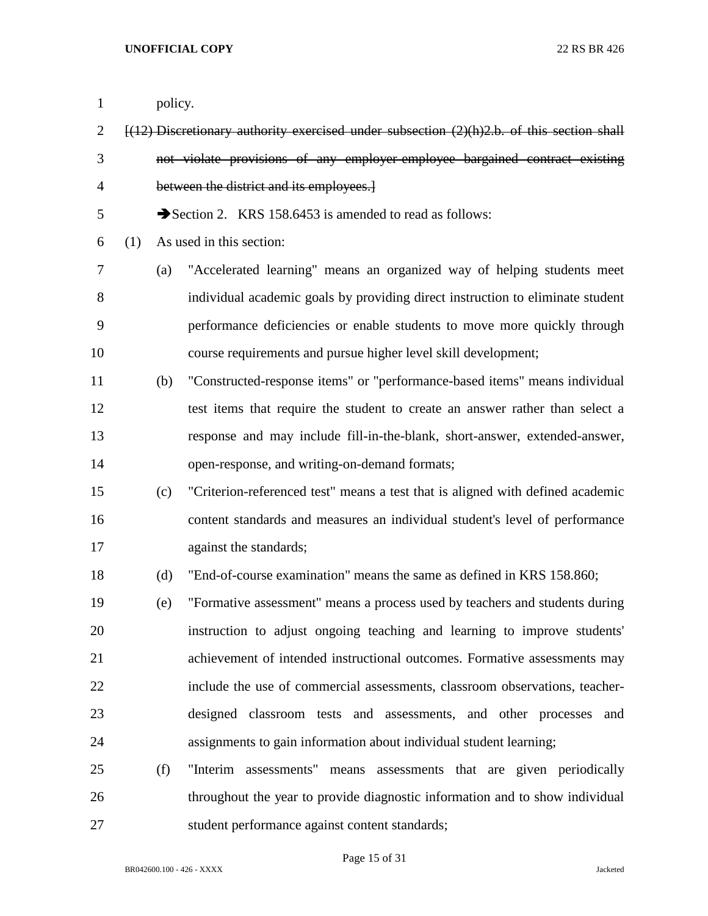policy.

~~[(12) Discretionary authority exercised under subsection (2)(h)2.b. of this section shall not violate provisions of any employer-employee bargained contract existing between the district and its employees.]~~

➔Section 2. KRS 158.6453 is amended to read as follows:

(1) As used in this section:

(a) "Accelerated learning" means an organized way of helping students meet individual academic goals by providing direct instruction to eliminate student performance deficiencies or enable students to move more quickly through course requirements and pursue higher level skill development;

(b) "Constructed-response items" or "performance-based items" means individual test items that require the student to create an answer rather than select a response and may include fill-in-the-blank, short-answer, extended-answer, open-response, and writing-on-demand formats;

(c) "Criterion-referenced test" means a test that is aligned with defined academic content standards and measures an individual student's level of performance against the standards;

(d) "End-of-course examination" means the same as defined in KRS 158.860;

(e) "Formative assessment" means a process used by teachers and students during instruction to adjust ongoing teaching and learning to improve students' achievement of intended instructional outcomes. Formative assessments may include the use of commercial assessments, classroom observations, teacher-designed classroom tests and assessments, and other processes and assignments to gain information about individual student learning;

(f) "Interim assessments" means assessments that are given periodically throughout the year to provide diagnostic information and to show individual student performance against content standards;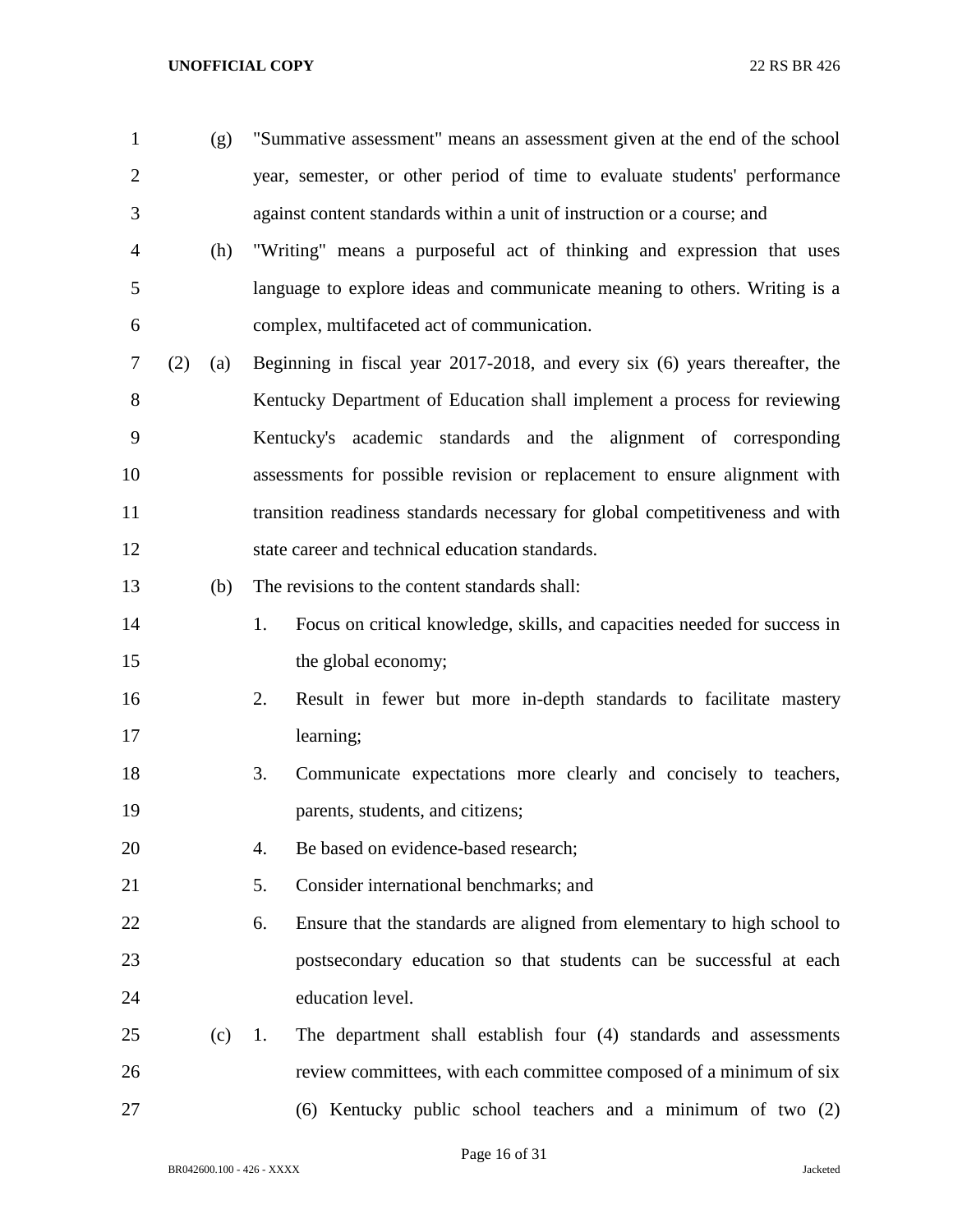(g) "Summative assessment" means an assessment given at the end of the school year, semester, or other period of time to evaluate students' performance against content standards within a unit of instruction or a course; and

(h) "Writing" means a purposeful act of thinking and expression that uses language to explore ideas and communicate meaning to others. Writing is a complex, multifaceted act of communication.

(2) (a) Beginning in fiscal year 2017-2018, and every six (6) years thereafter, the Kentucky Department of Education shall implement a process for reviewing Kentucky's academic standards and the alignment of corresponding assessments for possible revision or replacement to ensure alignment with transition readiness standards necessary for global competitiveness and with state career and technical education standards.

(b) The revisions to the content standards shall:

1. Focus on critical knowledge, skills, and capacities needed for success in the global economy;
2. Result in fewer but more in-depth standards to facilitate mastery learning;
3. Communicate expectations more clearly and concisely to teachers, parents, students, and citizens;
4. Be based on evidence-based research;
5. Consider international benchmarks; and
6. Ensure that the standards are aligned from elementary to high school to postsecondary education so that students can be successful at each education level.

(c) 1. The department shall establish four (4) standards and assessments review committees, with each committee composed of a minimum of six (6) Kentucky public school teachers and a minimum of two (2)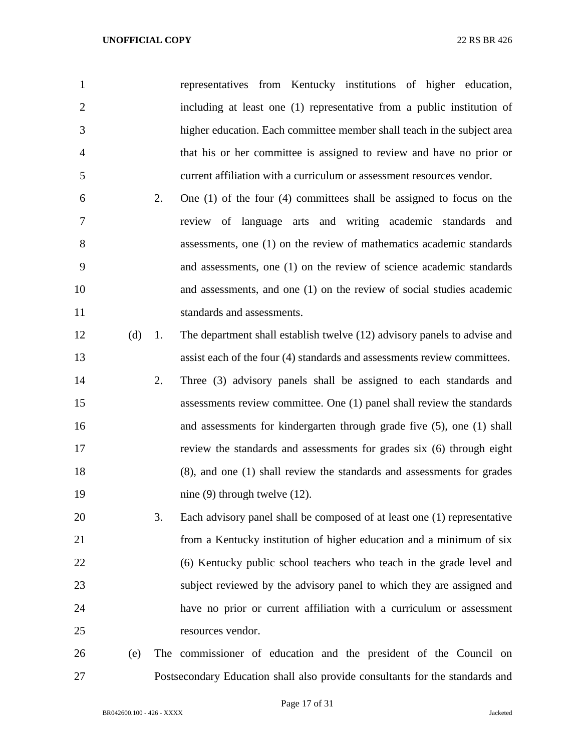representatives from Kentucky institutions of higher education, including at least one (1) representative from a public institution of higher education. Each committee member shall teach in the subject area that his or her committee is assigned to review and have no prior or current affiliation with a curriculum or assessment resources vendor.

2. One (1) of the four (4) committees shall be assigned to focus on the review of language arts and writing academic standards and assessments, one (1) on the review of mathematics academic standards and assessments, one (1) on the review of science academic standards and assessments, and one (1) on the review of social studies academic standards and assessments.

(d) 1. The department shall establish twelve (12) advisory panels to advise and assist each of the four (4) standards and assessments review committees.

2. Three (3) advisory panels shall be assigned to each standards and assessments review committee. One (1) panel shall review the standards and assessments for kindergarten through grade five (5), one (1) shall review the standards and assessments for grades six (6) through eight (8), and one (1) shall review the standards and assessments for grades nine (9) through twelve (12).

3. Each advisory panel shall be composed of at least one (1) representative from a Kentucky institution of higher education and a minimum of six (6) Kentucky public school teachers who teach in the grade level and subject reviewed by the advisory panel to which they are assigned and have no prior or current affiliation with a curriculum or assessment resources vendor.

(e) The commissioner of education and the president of the Council on Postsecondary Education shall also provide consultants for the standards and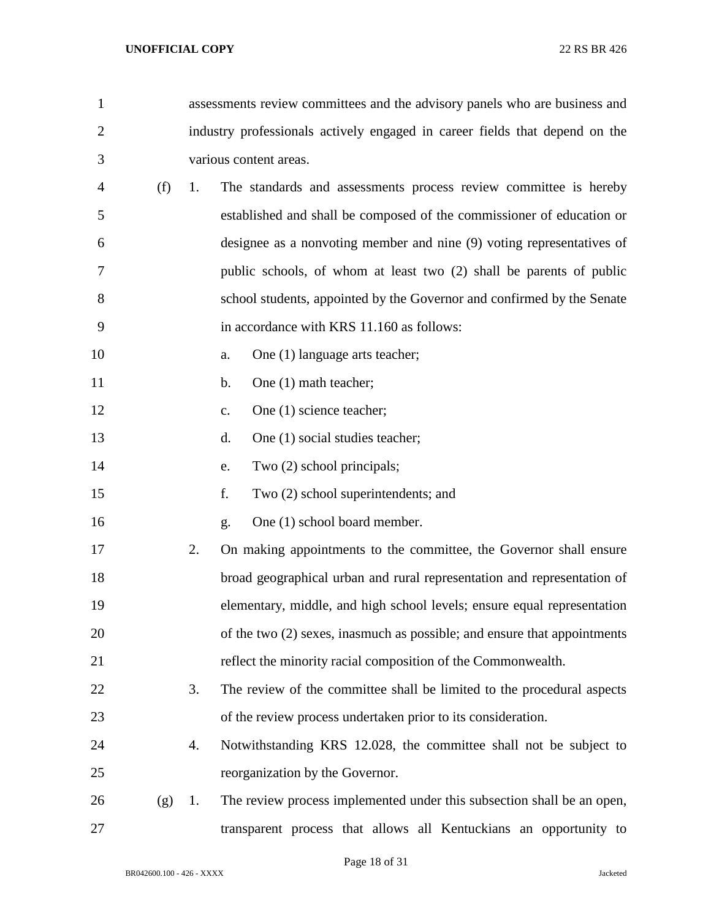assessments review committees and the advisory panels who are business and industry professionals actively engaged in career fields that depend on the various content areas.

(f) 1. The standards and assessments process review committee is hereby established and shall be composed of the commissioner of education or designee as a nonvoting member and nine (9) voting representatives of public schools, of whom at least two (2) shall be parents of public school students, appointed by the Governor and confirmed by the Senate in accordance with KRS 11.160 as follows:

a. One (1) language arts teacher;

b. One (1) math teacher;

c. One (1) science teacher;

d. One (1) social studies teacher;

e. Two (2) school principals;

f. Two (2) school superintendents; and

g. One (1) school board member.

2. On making appointments to the committee, the Governor shall ensure broad geographical urban and rural representation and representation of elementary, middle, and high school levels; ensure equal representation of the two (2) sexes, inasmuch as possible; and ensure that appointments reflect the minority racial composition of the Commonwealth.

3. The review of the committee shall be limited to the procedural aspects of the review process undertaken prior to its consideration.

4. Notwithstanding KRS 12.028, the committee shall not be subject to reorganization by the Governor.

(g) 1. The review process implemented under this subsection shall be an open, transparent process that allows all Kentuckians an opportunity to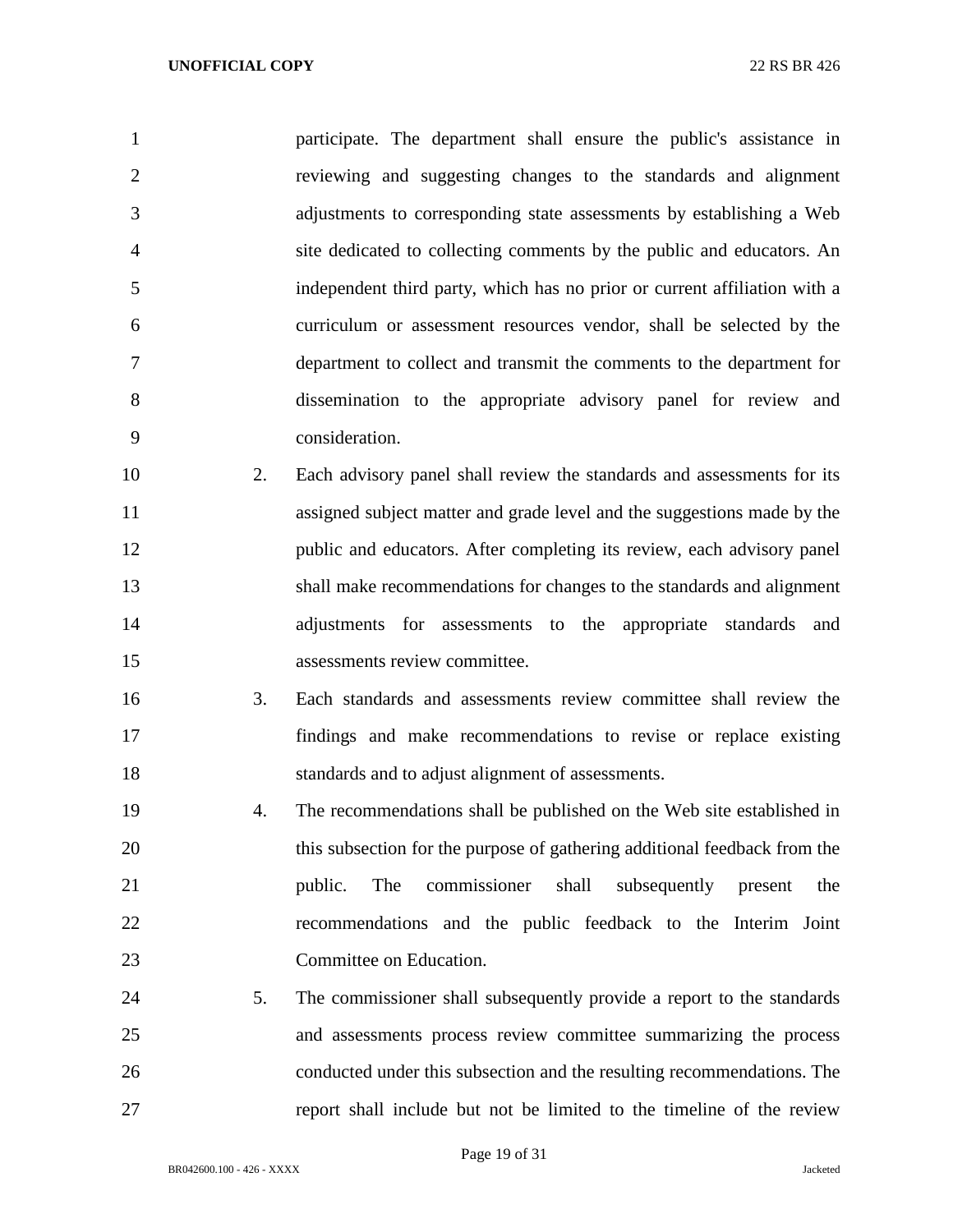participate. The department shall ensure the public's assistance in reviewing and suggesting changes to the standards and alignment adjustments to corresponding state assessments by establishing a Web site dedicated to collecting comments by the public and educators. An independent third party, which has no prior or current affiliation with a curriculum or assessment resources vendor, shall be selected by the department to collect and transmit the comments to the department for dissemination to the appropriate advisory panel for review and consideration.

2. Each advisory panel shall review the standards and assessments for its assigned subject matter and grade level and the suggestions made by the public and educators. After completing its review, each advisory panel shall make recommendations for changes to the standards and alignment adjustments for assessments to the appropriate standards and assessments review committee.

3. Each standards and assessments review committee shall review the findings and make recommendations to revise or replace existing standards and to adjust alignment of assessments.

4. The recommendations shall be published on the Web site established in this subsection for the purpose of gathering additional feedback from the public. The commissioner shall subsequently present the recommendations and the public feedback to the Interim Joint Committee on Education.

5. The commissioner shall subsequently provide a report to the standards and assessments process review committee summarizing the process conducted under this subsection and the resulting recommendations. The report shall include but not be limited to the timeline of the review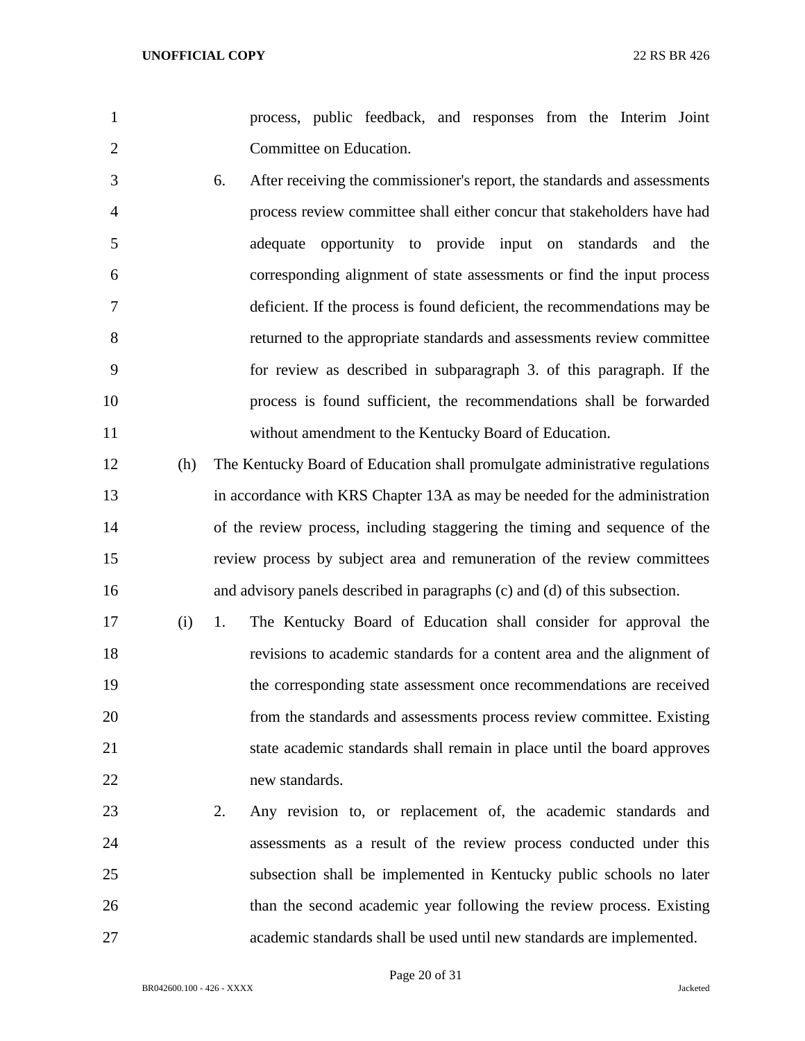process, public feedback, and responses from the Interim Joint Committee on Education.

6. After receiving the commissioner's report, the standards and assessments process review committee shall either concur that stakeholders have had adequate opportunity to provide input on standards and the corresponding alignment of state assessments or find the input process deficient. If the process is found deficient, the recommendations may be returned to the appropriate standards and assessments review committee for review as described in subparagraph 3. of this paragraph. If the process is found sufficient, the recommendations shall be forwarded without amendment to the Kentucky Board of Education.

(h) The Kentucky Board of Education shall promulgate administrative regulations in accordance with KRS Chapter 13A as may be needed for the administration of the review process, including staggering the timing and sequence of the review process by subject area and remuneration of the review committees and advisory panels described in paragraphs (c) and (d) of this subsection.

(i) 1. The Kentucky Board of Education shall consider for approval the revisions to academic standards for a content area and the alignment of the corresponding state assessment once recommendations are received from the standards and assessments process review committee. Existing state academic standards shall remain in place until the board approves new standards.

2. Any revision to, or replacement of, the academic standards and assessments as a result of the review process conducted under this subsection shall be implemented in Kentucky public schools no later than the second academic year following the review process. Existing academic standards shall be used until new standards are implemented.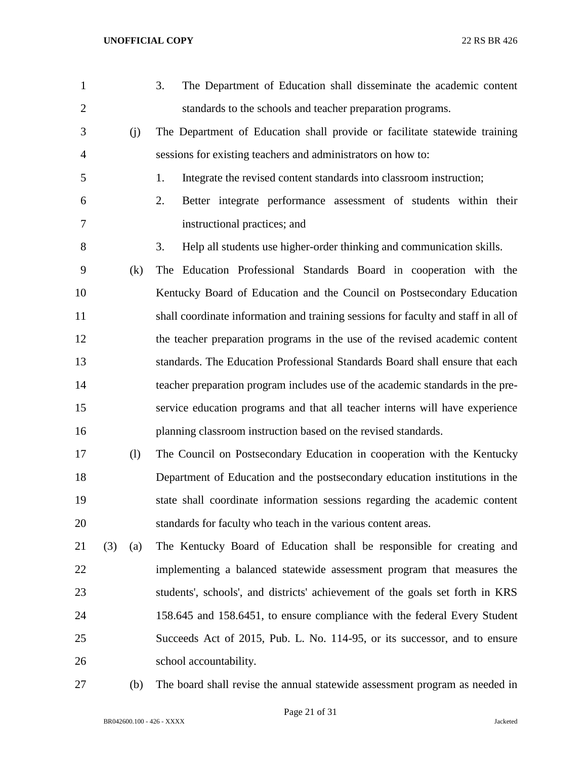3. The Department of Education shall disseminate the academic content standards to the schools and teacher preparation programs.

(j) The Department of Education shall provide or facilitate statewide training sessions for existing teachers and administrators on how to:

1. Integrate the revised content standards into classroom instruction;
2. Better integrate performance assessment of students within their instructional practices; and
3. Help all students use higher-order thinking and communication skills.

(k) The Education Professional Standards Board in cooperation with the Kentucky Board of Education and the Council on Postsecondary Education shall coordinate information and training sessions for faculty and staff in all of the teacher preparation programs in the use of the revised academic content standards. The Education Professional Standards Board shall ensure that each teacher preparation program includes use of the academic standards in the pre-service education programs and that all teacher interns will have experience planning classroom instruction based on the revised standards.

(l) The Council on Postsecondary Education in cooperation with the Kentucky Department of Education and the postsecondary education institutions in the state shall coordinate information sessions regarding the academic content standards for faculty who teach in the various content areas.

(3) (a) The Kentucky Board of Education shall be responsible for creating and implementing a balanced statewide assessment program that measures the students', schools', and districts' achievement of the goals set forth in KRS 158.645 and 158.6451, to ensure compliance with the federal Every Student Succeeds Act of 2015, Pub. L. No. 114-95, or its successor, and to ensure school accountability.

(b) The board shall revise the annual statewide assessment program as needed in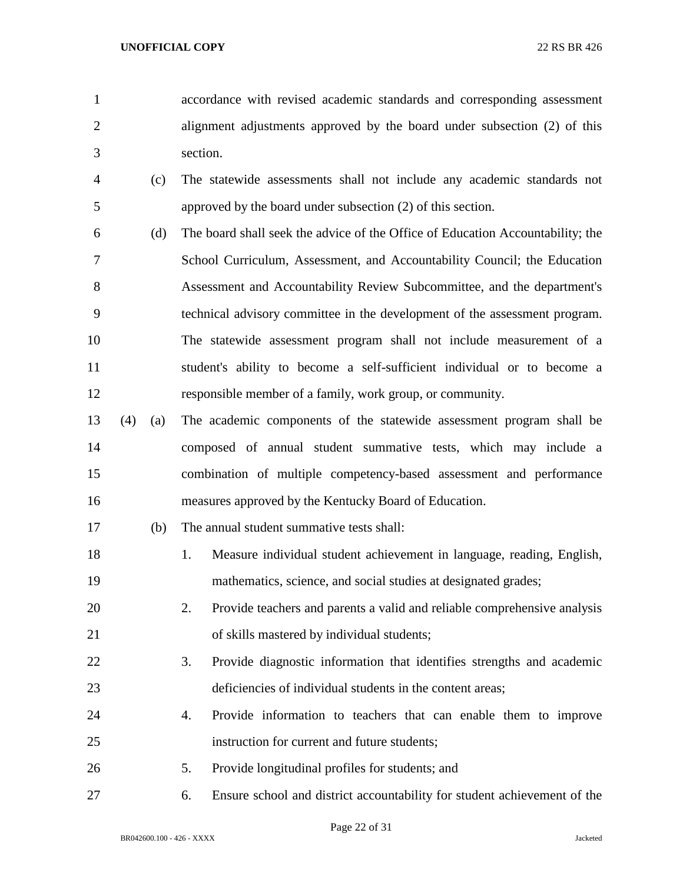accordance with revised academic standards and corresponding assessment alignment adjustments approved by the board under subsection (2) of this section.

(c) The statewide assessments shall not include any academic standards not approved by the board under subsection (2) of this section.

(d) The board shall seek the advice of the Office of Education Accountability; the School Curriculum, Assessment, and Accountability Council; the Education Assessment and Accountability Review Subcommittee, and the department's technical advisory committee in the development of the assessment program. The statewide assessment program shall not include measurement of a student's ability to become a self-sufficient individual or to become a responsible member of a family, work group, or community.

(4) (a) The academic components of the statewide assessment program shall be composed of annual student summative tests, which may include a combination of multiple competency-based assessment and performance measures approved by the Kentucky Board of Education.

(b) The annual student summative tests shall:

1. Measure individual student achievement in language, reading, English, mathematics, science, and social studies at designated grades;
2. Provide teachers and parents a valid and reliable comprehensive analysis of skills mastered by individual students;
3. Provide diagnostic information that identifies strengths and academic deficiencies of individual students in the content areas;
4. Provide information to teachers that can enable them to improve instruction for current and future students;
5. Provide longitudinal profiles for students; and
6. Ensure school and district accountability for student achievement of the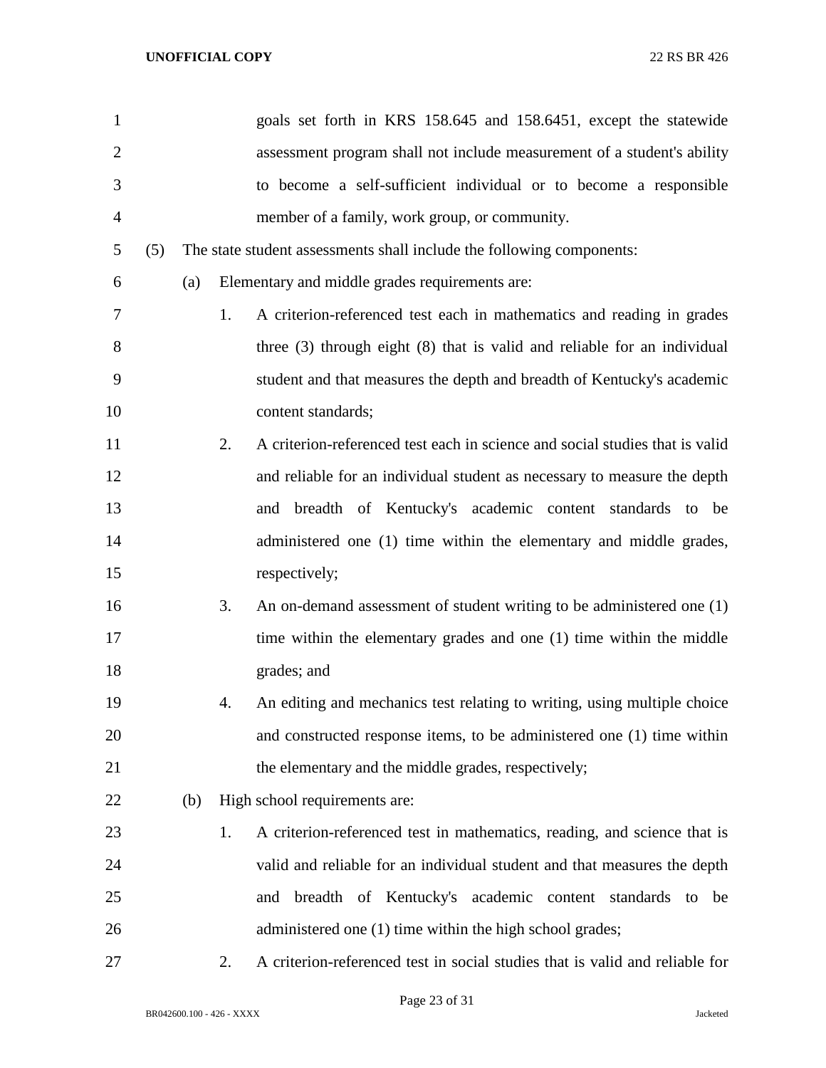goals set forth in KRS 158.645 and 158.6451, except the statewide assessment program shall not include measurement of a student's ability to become a self-sufficient individual or to become a responsible member of a family, work group, or community.

(5) The state student assessments shall include the following components:

(a) Elementary and middle grades requirements are:

1. A criterion-referenced test each in mathematics and reading in grades three (3) through eight (8) that is valid and reliable for an individual student and that measures the depth and breadth of Kentucky's academic content standards;

2. A criterion-referenced test each in science and social studies that is valid and reliable for an individual student as necessary to measure the depth and breadth of Kentucky's academic content standards to be administered one (1) time within the elementary and middle grades, respectively;

3. An on-demand assessment of student writing to be administered one (1) time within the elementary grades and one (1) time within the middle grades; and

4. An editing and mechanics test relating to writing, using multiple choice and constructed response items, to be administered one (1) time within the elementary and the middle grades, respectively;

(b) High school requirements are:

1. A criterion-referenced test in mathematics, reading, and science that is valid and reliable for an individual student and that measures the depth and breadth of Kentucky's academic content standards to be administered one (1) time within the high school grades;

2. A criterion-referenced test in social studies that is valid and reliable for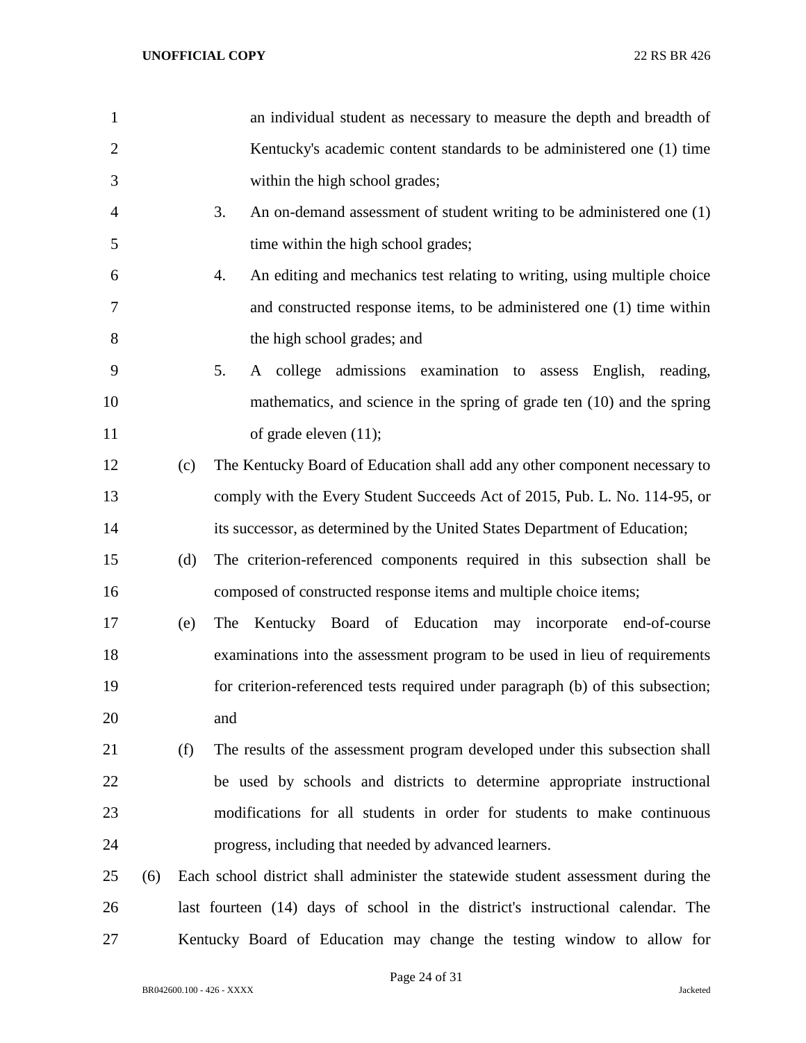an individual student as necessary to measure the depth and breadth of Kentucky's academic content standards to be administered one (1) time within the high school grades;

3. An on-demand assessment of student writing to be administered one (1) time within the high school grades;

4. An editing and mechanics test relating to writing, using multiple choice and constructed response items, to be administered one (1) time within the high school grades; and

5. A college admissions examination to assess English, reading, mathematics, and science in the spring of grade ten (10) and the spring of grade eleven (11);

(c) The Kentucky Board of Education shall add any other component necessary to comply with the Every Student Succeeds Act of 2015, Pub. L. No. 114-95, or its successor, as determined by the United States Department of Education;

(d) The criterion-referenced components required in this subsection shall be composed of constructed response items and multiple choice items;

(e) The Kentucky Board of Education may incorporate end-of-course examinations into the assessment program to be used in lieu of requirements for criterion-referenced tests required under paragraph (b) of this subsection; and

(f) The results of the assessment program developed under this subsection shall be used by schools and districts to determine appropriate instructional modifications for all students in order for students to make continuous progress, including that needed by advanced learners.

(6) Each school district shall administer the statewide student assessment during the last fourteen (14) days of school in the district's instructional calendar. The Kentucky Board of Education may change the testing window to allow for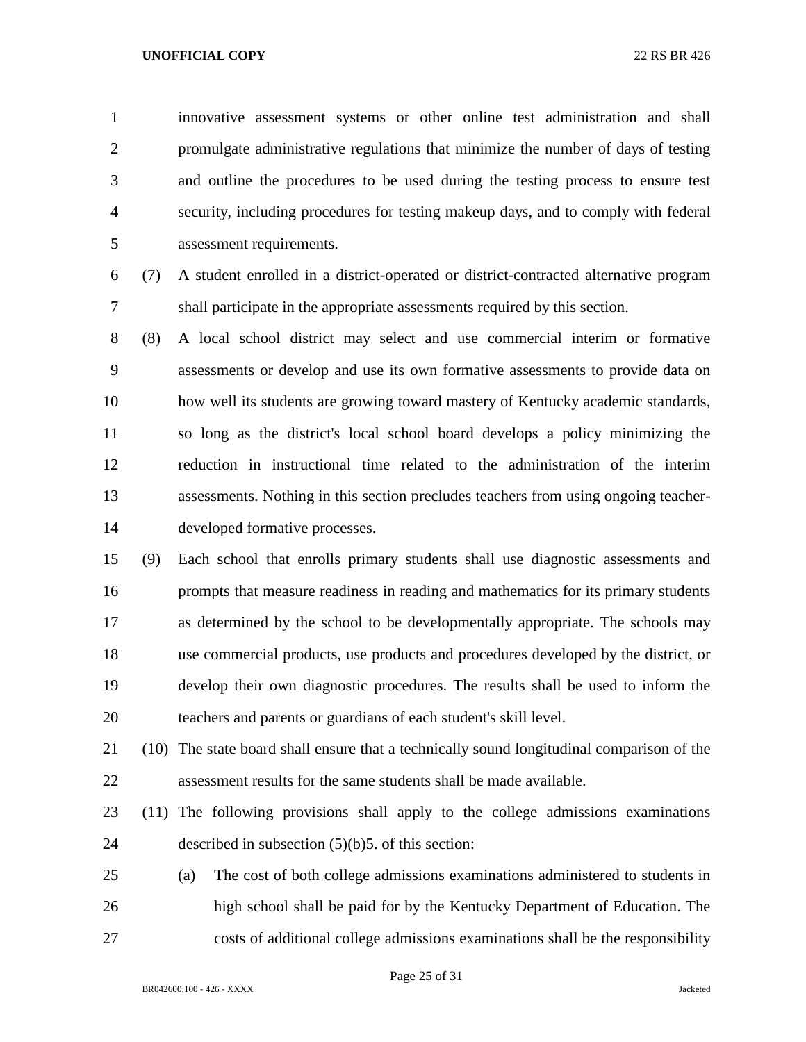innovative assessment systems or other online test administration and shall promulgate administrative regulations that minimize the number of days of testing and outline the procedures to be used during the testing process to ensure test security, including procedures for testing makeup days, and to comply with federal assessment requirements.

(7) A student enrolled in a district-operated or district-contracted alternative program shall participate in the appropriate assessments required by this section.

(8) A local school district may select and use commercial interim or formative assessments or develop and use its own formative assessments to provide data on how well its students are growing toward mastery of Kentucky academic standards, so long as the district's local school board develops a policy minimizing the reduction in instructional time related to the administration of the interim assessments. Nothing in this section precludes teachers from using ongoing teacher-developed formative processes.

(9) Each school that enrolls primary students shall use diagnostic assessments and prompts that measure readiness in reading and mathematics for its primary students as determined by the school to be developmentally appropriate. The schools may use commercial products, use products and procedures developed by the district, or develop their own diagnostic procedures. The results shall be used to inform the teachers and parents or guardians of each student's skill level.

(10) The state board shall ensure that a technically sound longitudinal comparison of the assessment results for the same students shall be made available.

(11) The following provisions shall apply to the college admissions examinations described in subsection (5)(b)5. of this section:

(a) The cost of both college admissions examinations administered to students in high school shall be paid for by the Kentucky Department of Education. The costs of additional college admissions examinations shall be the responsibility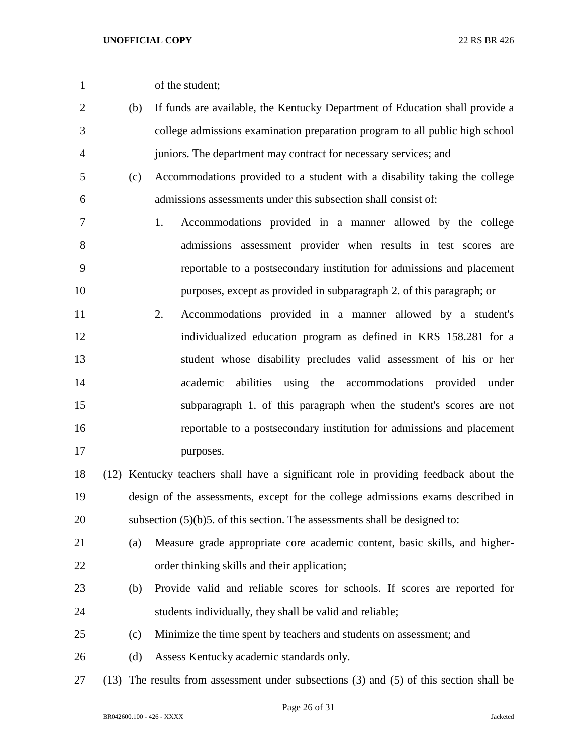of the student;

(b) If funds are available, the Kentucky Department of Education shall provide a college admissions examination preparation program to all public high school juniors. The department may contract for necessary services; and

(c) Accommodations provided to a student with a disability taking the college admissions assessments under this subsection shall consist of:

1. Accommodations provided in a manner allowed by the college admissions assessment provider when results in test scores are reportable to a postsecondary institution for admissions and placement purposes, except as provided in subparagraph 2. of this paragraph; or

2. Accommodations provided in a manner allowed by a student's individualized education program as defined in KRS 158.281 for a student whose disability precludes valid assessment of his or her academic abilities using the accommodations provided under subparagraph 1. of this paragraph when the student's scores are not reportable to a postsecondary institution for admissions and placement purposes.

(12) Kentucky teachers shall have a significant role in providing feedback about the design of the assessments, except for the college admissions exams described in subsection (5)(b)5. of this section. The assessments shall be designed to:

(a) Measure grade appropriate core academic content, basic skills, and higher-order thinking skills and their application;

(b) Provide valid and reliable scores for schools. If scores are reported for students individually, they shall be valid and reliable;

(c) Minimize the time spent by teachers and students on assessment; and

(d) Assess Kentucky academic standards only.

(13) The results from assessment under subsections (3) and (5) of this section shall be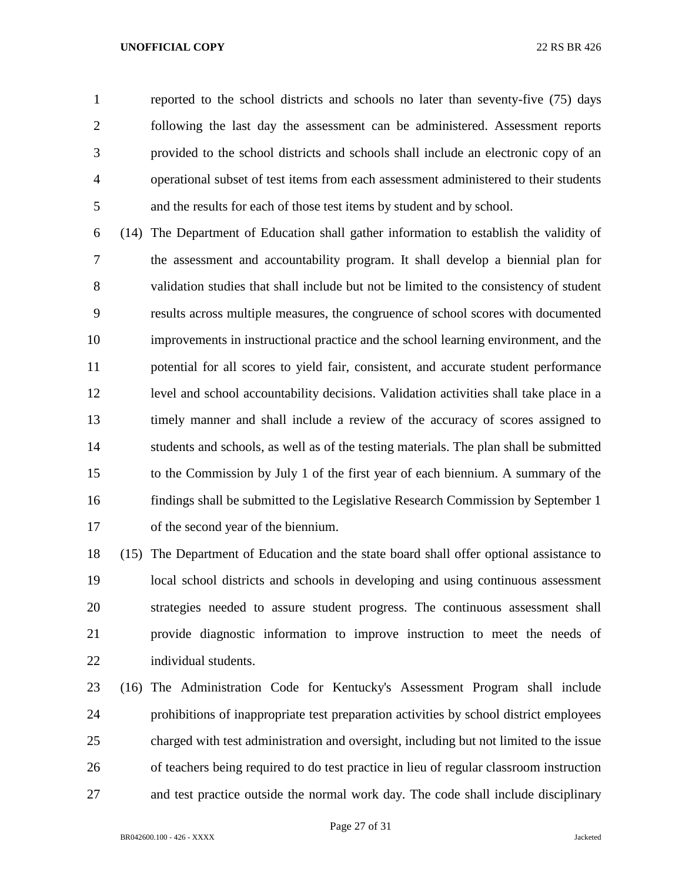reported to the school districts and schools no later than seventy-five (75) days following the last day the assessment can be administered. Assessment reports provided to the school districts and schools shall include an electronic copy of an operational subset of test items from each assessment administered to their students and the results for each of those test items by student and by school.

(14) The Department of Education shall gather information to establish the validity of the assessment and accountability program. It shall develop a biennial plan for validation studies that shall include but not be limited to the consistency of student results across multiple measures, the congruence of school scores with documented improvements in instructional practice and the school learning environment, and the potential for all scores to yield fair, consistent, and accurate student performance level and school accountability decisions. Validation activities shall take place in a timely manner and shall include a review of the accuracy of scores assigned to students and schools, as well as of the testing materials. The plan shall be submitted to the Commission by July 1 of the first year of each biennium. A summary of the findings shall be submitted to the Legislative Research Commission by September 1 of the second year of the biennium.

(15) The Department of Education and the state board shall offer optional assistance to local school districts and schools in developing and using continuous assessment strategies needed to assure student progress. The continuous assessment shall provide diagnostic information to improve instruction to meet the needs of individual students.

(16) The Administration Code for Kentucky's Assessment Program shall include prohibitions of inappropriate test preparation activities by school district employees charged with test administration and oversight, including but not limited to the issue of teachers being required to do test practice in lieu of regular classroom instruction and test practice outside the normal work day. The code shall include disciplinary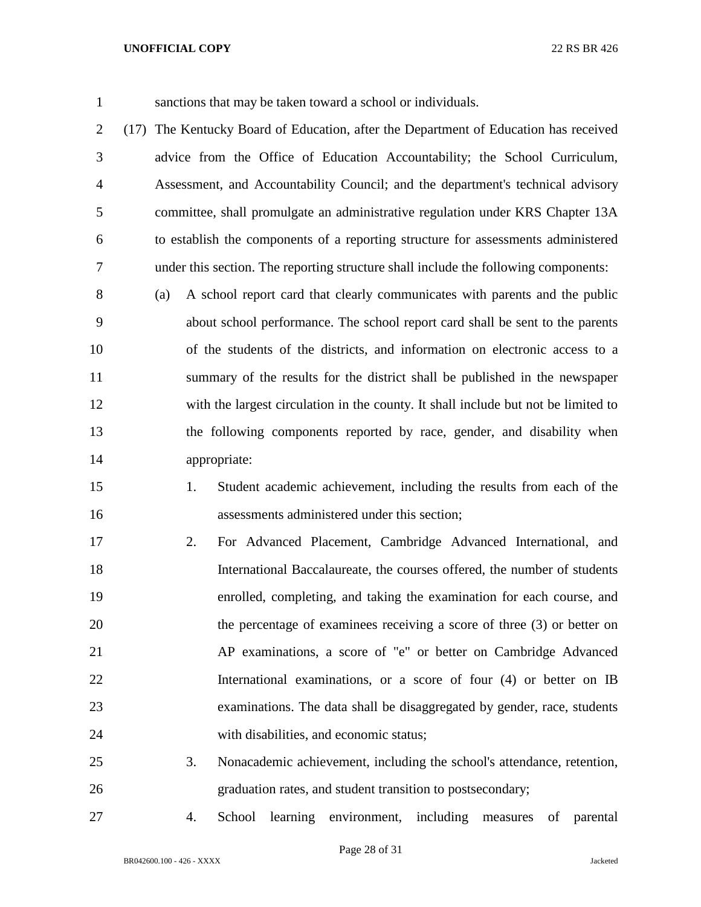sanctions that may be taken toward a school or individuals.

(17) The Kentucky Board of Education, after the Department of Education has received advice from the Office of Education Accountability; the School Curriculum, Assessment, and Accountability Council; and the department's technical advisory committee, shall promulgate an administrative regulation under KRS Chapter 13A to establish the components of a reporting structure for assessments administered under this section. The reporting structure shall include the following components:

(a) A school report card that clearly communicates with parents and the public about school performance. The school report card shall be sent to the parents of the students of the districts, and information on electronic access to a summary of the results for the district shall be published in the newspaper with the largest circulation in the county. It shall include but not be limited to the following components reported by race, gender, and disability when appropriate:

1. Student academic achievement, including the results from each of the assessments administered under this section;

2. For Advanced Placement, Cambridge Advanced International, and International Baccalaureate, the courses offered, the number of students enrolled, completing, and taking the examination for each course, and the percentage of examinees receiving a score of three (3) or better on AP examinations, a score of "e" or better on Cambridge Advanced International examinations, or a score of four (4) or better on IB examinations. The data shall be disaggregated by gender, race, students with disabilities, and economic status;

3. Nonacademic achievement, including the school's attendance, retention, graduation rates, and student transition to postsecondary;

4. School learning environment, including measures of parental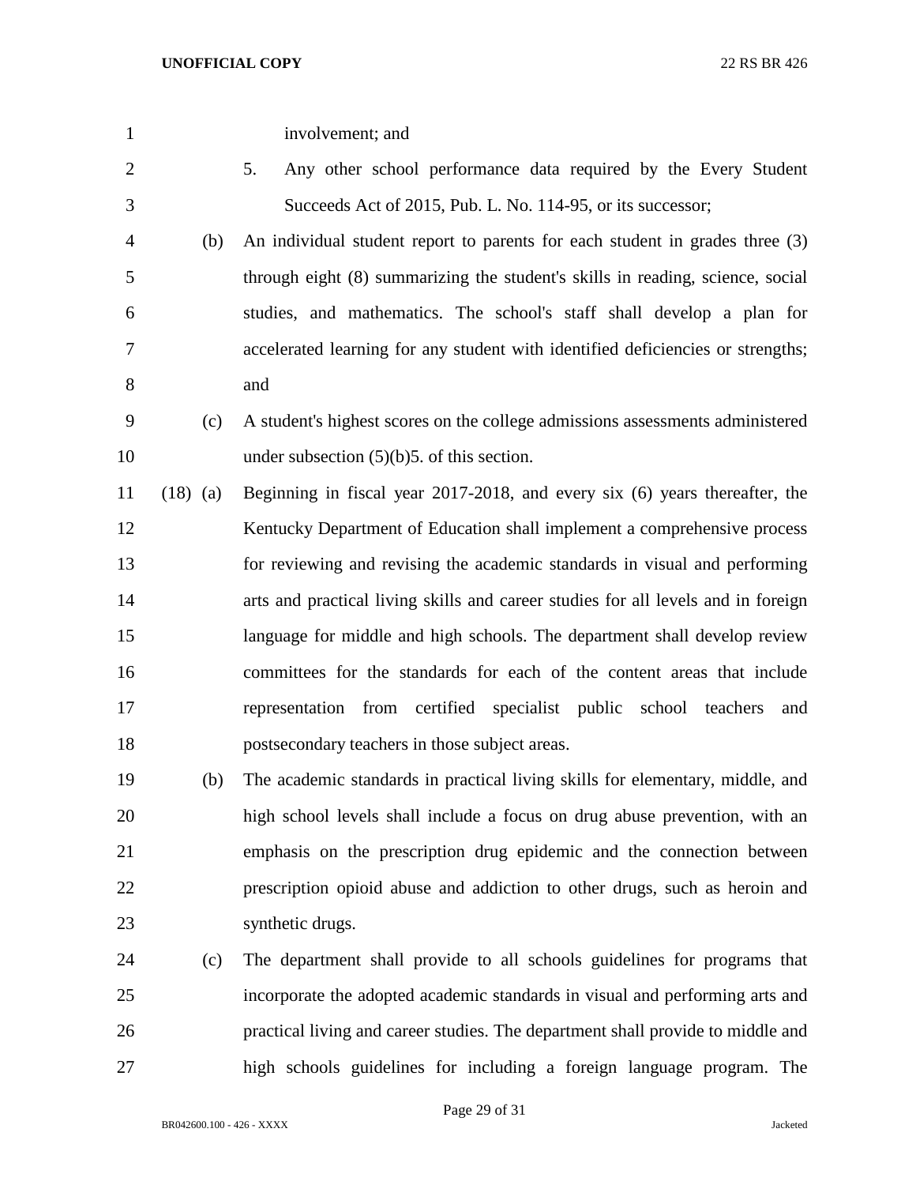involvement; and

5. Any other school performance data required by the Every Student Succeeds Act of 2015, Pub. L. No. 114-95, or its successor;

(b) An individual student report to parents for each student in grades three (3) through eight (8) summarizing the student's skills in reading, science, social studies, and mathematics. The school's staff shall develop a plan for accelerated learning for any student with identified deficiencies or strengths; and

(c) A student's highest scores on the college admissions assessments administered under subsection (5)(b)5. of this section.

(18) (a) Beginning in fiscal year 2017-2018, and every six (6) years thereafter, the Kentucky Department of Education shall implement a comprehensive process for reviewing and revising the academic standards in visual and performing arts and practical living skills and career studies for all levels and in foreign language for middle and high schools. The department shall develop review committees for the standards for each of the content areas that include representation from certified specialist public school teachers and postsecondary teachers in those subject areas.

(b) The academic standards in practical living skills for elementary, middle, and high school levels shall include a focus on drug abuse prevention, with an emphasis on the prescription drug epidemic and the connection between prescription opioid abuse and addiction to other drugs, such as heroin and synthetic drugs.

(c) The department shall provide to all schools guidelines for programs that incorporate the adopted academic standards in visual and performing arts and practical living and career studies. The department shall provide to middle and high schools guidelines for including a foreign language program. The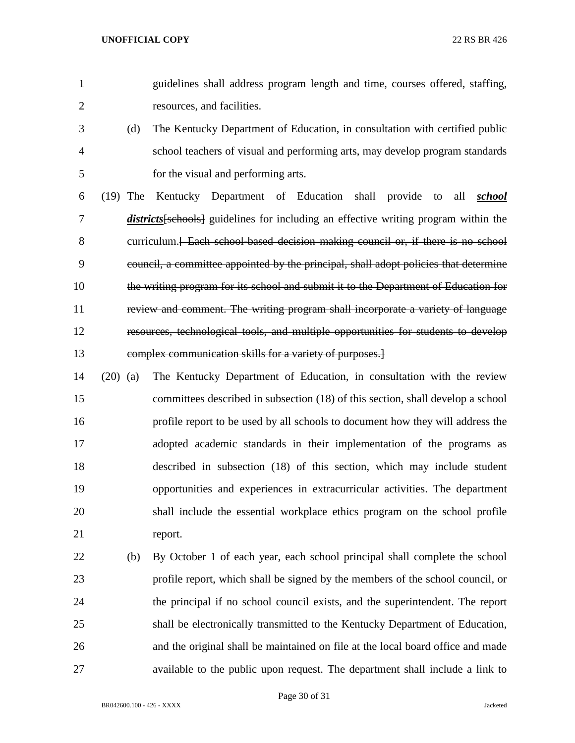guidelines shall address program length and time, courses offered, staffing, resources, and facilities.

(d) The Kentucky Department of Education, in consultation with certified public school teachers of visual and performing arts, may develop program standards for the visual and performing arts.

(19) The Kentucky Department of Education shall provide to all ***school districts***~~[schools]~~ guidelines for including an effective writing program within the curriculum.~~[ Each school-based decision making council or, if there is no school council, a committee appointed by the principal, shall adopt policies that determine the writing program for its school and submit it to the Department of Education for review and comment. The writing program shall incorporate a variety of language resources, technological tools, and multiple opportunities for students to develop complex communication skills for a variety of purposes.]~~

(20) (a) The Kentucky Department of Education, in consultation with the review committees described in subsection (18) of this section, shall develop a school profile report to be used by all schools to document how they will address the adopted academic standards in their implementation of the programs as described in subsection (18) of this section, which may include student opportunities and experiences in extracurricular activities. The department shall include the essential workplace ethics program on the school profile report.

(b) By October 1 of each year, each school principal shall complete the school profile report, which shall be signed by the members of the school council, or the principal if no school council exists, and the superintendent. The report shall be electronically transmitted to the Kentucky Department of Education, and the original shall be maintained on file at the local board office and made available to the public upon request. The department shall include a link to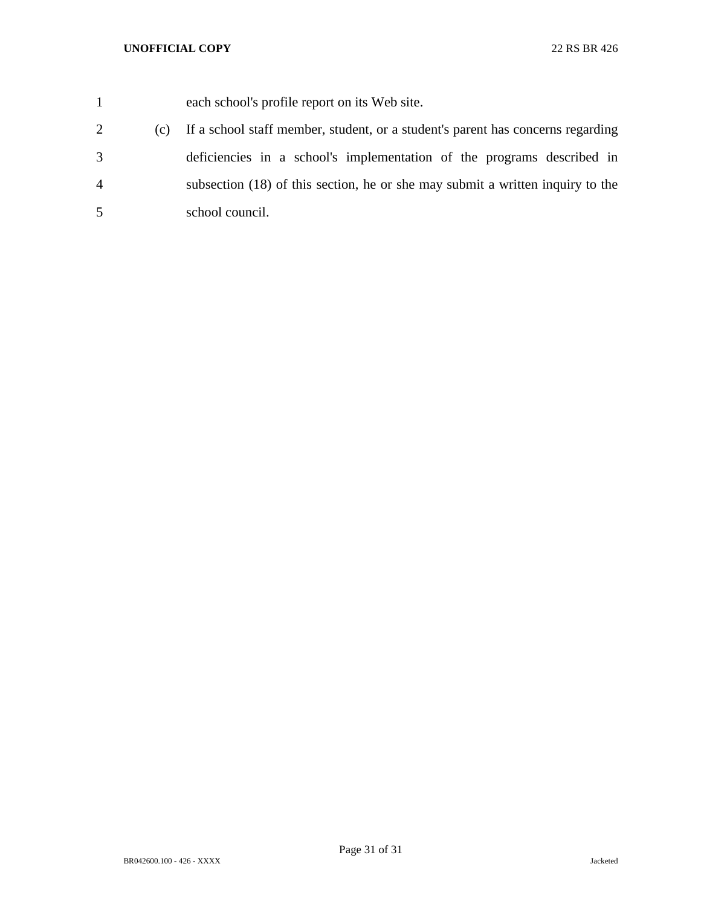each school's profile report on its Web site.

(c) If a school staff member, student, or a student's parent has concerns regarding deficiencies in a school's implementation of the programs described in subsection (18) of this section, he or she may submit a written inquiry to the school council.